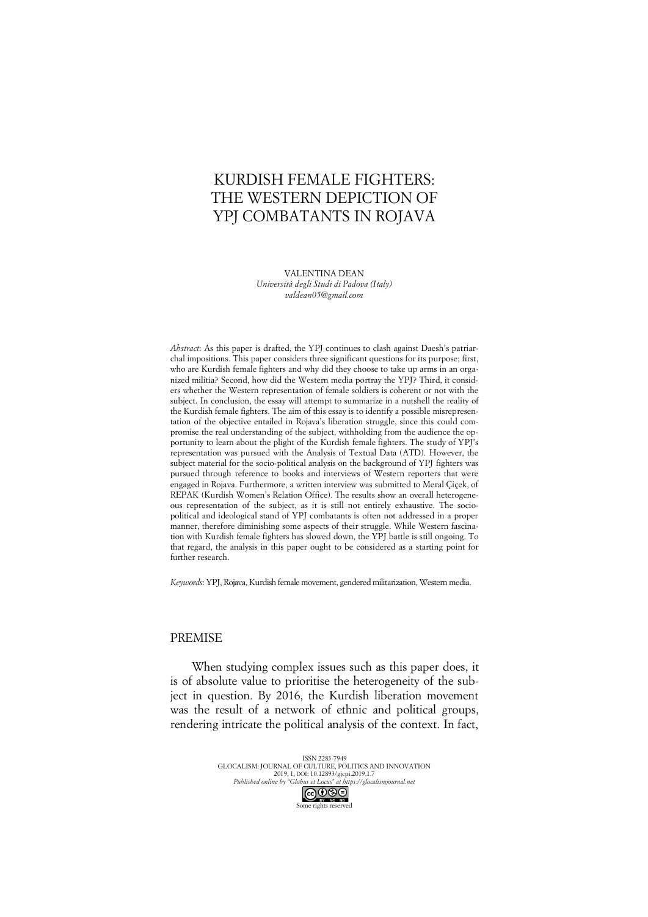# KURDISH FEMALE FIGHTERS: THE WESTERN DEPICTION OF YPJ COMBATANTS IN ROJAVA

VALENTINA DEAN
*Università degli Studi di Padova (Italy)*
*valdean05@gmail.com*

*Abstract*: As this paper is drafted, the YPJ continues to clash against Daesh's patriarchal impositions. This paper considers three significant questions for its purpose; first, who are Kurdish female fighters and why did they choose to take up arms in an organized militia? Second, how did the Western media portray the YPJ? Third, it considers whether the Western representation of female soldiers is coherent or not with the subject. In conclusion, the essay will attempt to summarize in a nutshell the reality of the Kurdish female fighters. The aim of this essay is to identify a possible misrepresentation of the objective entailed in Rojava's liberation struggle, since this could compromise the real understanding of the subject, withholding from the audience the opportunity to learn about the plight of the Kurdish female fighters. The study of YPJ's representation was pursued with the Analysis of Textual Data (ATD). However, the subject material for the socio-political analysis on the background of YPJ fighters was pursued through reference to books and interviews of Western reporters that were engaged in Rojava. Furthermore, a written interview was submitted to Meral Çiçek, of REPAK (Kurdish Women's Relation Office). The results show an overall heterogeneous representation of the subject, as it is still not entirely exhaustive. The socio-political and ideological stand of YPJ combatants is often not addressed in a proper manner, therefore diminishing some aspects of their struggle. While Western fascination with Kurdish female fighters has slowed down, the YPJ battle is still ongoing. To that regard, the analysis in this paper ought to be considered as a starting point for further research.

*Keywords*: YPJ, Rojava, Kurdish female movement, gendered militarization, Western media.

## PREMISE

When studying complex issues such as this paper does, it is of absolute value to prioritise the heterogeneity of the subject in question. By 2016, the Kurdish liberation movement was the result of a network of ethnic and political groups, rendering intricate the political analysis of the context. In fact,

ISSN 2283-7949
GLOCALISM: JOURNAL OF CULTURE, POLITICS AND INNOVATION
2019, 1, DOI: 10.12893/gjcpi.2019.1.7
*Published online by "Globus et Locus" at https://glocalismjournal.net*
Some rights reserved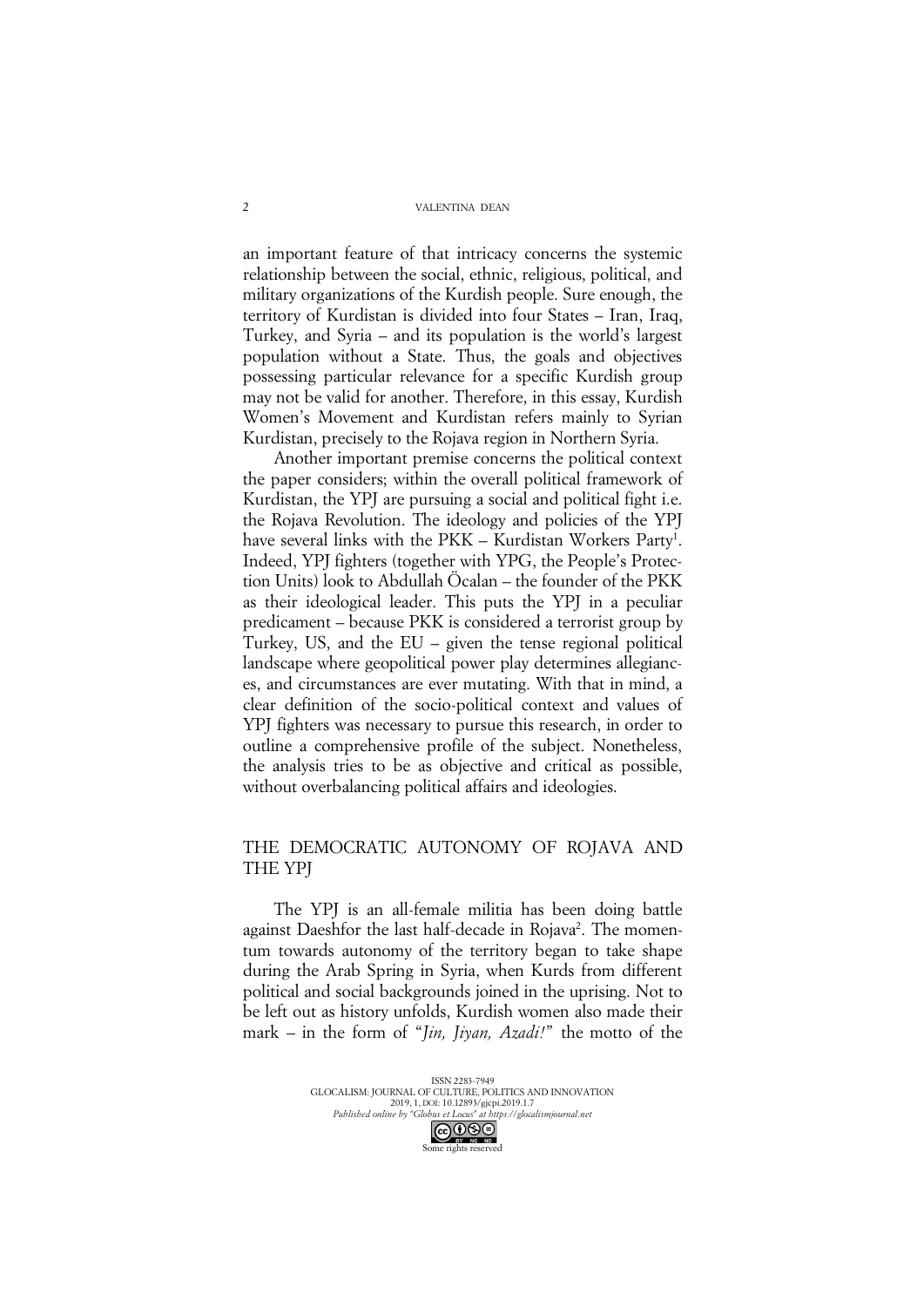an important feature of that intricacy concerns the systemic relationship between the social, ethnic, religious, political, and military organizations of the Kurdish people. Sure enough, the territory of Kurdistan is divided into four States – Iran, Iraq, Turkey, and Syria – and its population is the world's largest population without a State. Thus, the goals and objectives possessing particular relevance for a specific Kurdish group may not be valid for another. Therefore, in this essay, Kurdish Women's Movement and Kurdistan refers mainly to Syrian Kurdistan, precisely to the Rojava region in Northern Syria.

Another important premise concerns the political context the paper considers; within the overall political framework of Kurdistan, the YPJ are pursuing a social and political fight i.e. the Rojava Revolution. The ideology and policies of the YPJ have several links with the PKK – Kurdistan Workers Party[1]. Indeed, YPJ fighters (together with YPG, the People's Protection Units) look to Abdullah Öcalan – the founder of the PKK as their ideological leader. This puts the YPJ in a peculiar predicament – because PKK is considered a terrorist group by Turkey, US, and the EU – given the tense regional political landscape where geopolitical power play determines allegiances, and circumstances are ever mutating. With that in mind, a clear definition of the socio-political context and values of YPJ fighters was necessary to pursue this research, in order to outline a comprehensive profile of the subject. Nonetheless, the analysis tries to be as objective and critical as possible, without overbalancing political affairs and ideologies.

## THE DEMOCRATIC AUTONOMY OF ROJAVA AND THE YPJ

The YPJ is an all-female militia has been doing battle against Daeshfor the last half-decade in Rojava[2]. The momentum towards autonomy of the territory began to take shape during the Arab Spring in Syria, when Kurds from different political and social backgrounds joined in the uprising. Not to be left out as history unfolds, Kurdish women also made their mark – in the form of "*Jin, Jiyan, Azadi!*" the motto of the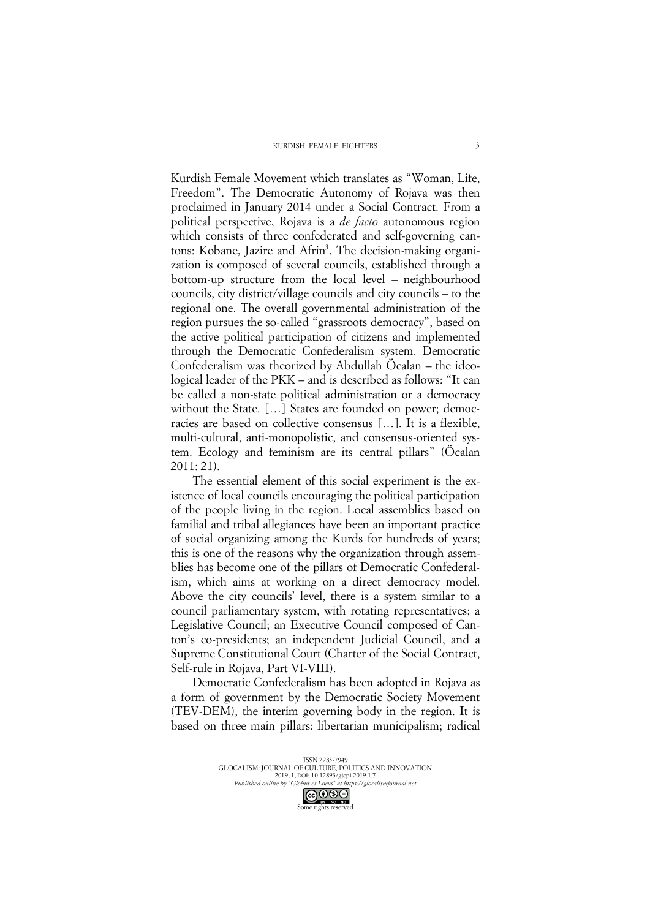Kurdish Female Movement which translates as "Woman, Life, Freedom". The Democratic Autonomy of Rojava was then proclaimed in January 2014 under a Social Contract. From a political perspective, Rojava is a *de facto* autonomous region which consists of three confederated and self-governing cantons: Kobane, Jazire and Afrin[3]. The decision-making organization is composed of several councils, established through a bottom-up structure from the local level – neighbourhood councils, city district/village councils and city councils – to the regional one. The overall governmental administration of the region pursues the so-called "grassroots democracy", based on the active political participation of citizens and implemented through the Democratic Confederalism system. Democratic Confederalism was theorized by Abdullah Öcalan – the ideological leader of the PKK – and is described as follows: "It can be called a non-state political administration or a democracy without the State. […] States are founded on power; democracies are based on collective consensus […]. It is a flexible, multi-cultural, anti-monopolistic, and consensus-oriented system. Ecology and feminism are its central pillars" (Öcalan 2011: 21).

The essential element of this social experiment is the existence of local councils encouraging the political participation of the people living in the region. Local assemblies based on familial and tribal allegiances have been an important practice of social organizing among the Kurds for hundreds of years; this is one of the reasons why the organization through assemblies has become one of the pillars of Democratic Confederalism, which aims at working on a direct democracy model. Above the city councils' level, there is a system similar to a council parliamentary system, with rotating representatives; a Legislative Council; an Executive Council composed of Canton's co-presidents; an independent Judicial Council, and a Supreme Constitutional Court (Charter of the Social Contract, Self-rule in Rojava, Part VI-VIII).

Democratic Confederalism has been adopted in Rojava as a form of government by the Democratic Society Movement (TEV-DEM), the interim governing body in the region. It is based on three main pillars: libertarian municipalism; radical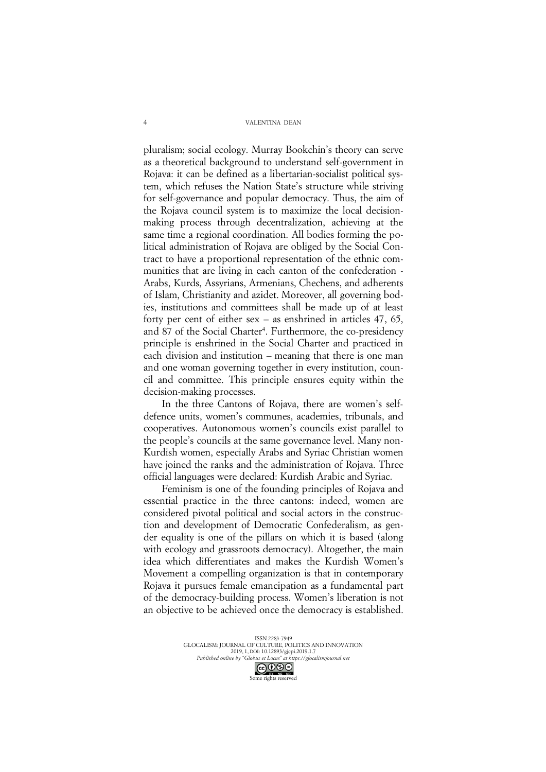pluralism; social ecology. Murray Bookchin's theory can serve as a theoretical background to understand self-government in Rojava: it can be defined as a libertarian-socialist political system, which refuses the Nation State's structure while striving for self-governance and popular democracy. Thus, the aim of the Rojava council system is to maximize the local decision-making process through decentralization, achieving at the same time a regional coordination. All bodies forming the political administration of Rojava are obliged by the Social Contract to have a proportional representation of the ethnic communities that are living in each canton of the confederation - Arabs, Kurds, Assyrians, Armenians, Chechens, and adherents of Islam, Christianity and azidet. Moreover, all governing bodies, institutions and committees shall be made up of at least forty per cent of either sex – as enshrined in articles 47, 65, and 87 of the Social Charter[4]. Furthermore, the co-presidency principle is enshrined in the Social Charter and practiced in each division and institution – meaning that there is one man and one woman governing together in every institution, council and committee. This principle ensures equity within the decision-making processes.

In the three Cantons of Rojava, there are women's self-defence units, women's communes, academies, tribunals, and cooperatives. Autonomous women's councils exist parallel to the people's councils at the same governance level. Many non-Kurdish women, especially Arabs and Syriac Christian women have joined the ranks and the administration of Rojava. Three official languages were declared: Kurdish Arabic and Syriac.

Feminism is one of the founding principles of Rojava and essential practice in the three cantons: indeed, women are considered pivotal political and social actors in the construction and development of Democratic Confederalism, as gender equality is one of the pillars on which it is based (along with ecology and grassroots democracy). Altogether, the main idea which differentiates and makes the Kurdish Women's Movement a compelling organization is that in contemporary Rojava it pursues female emancipation as a fundamental part of the democracy-building process. Women's liberation is not an objective to be achieved once the democracy is established.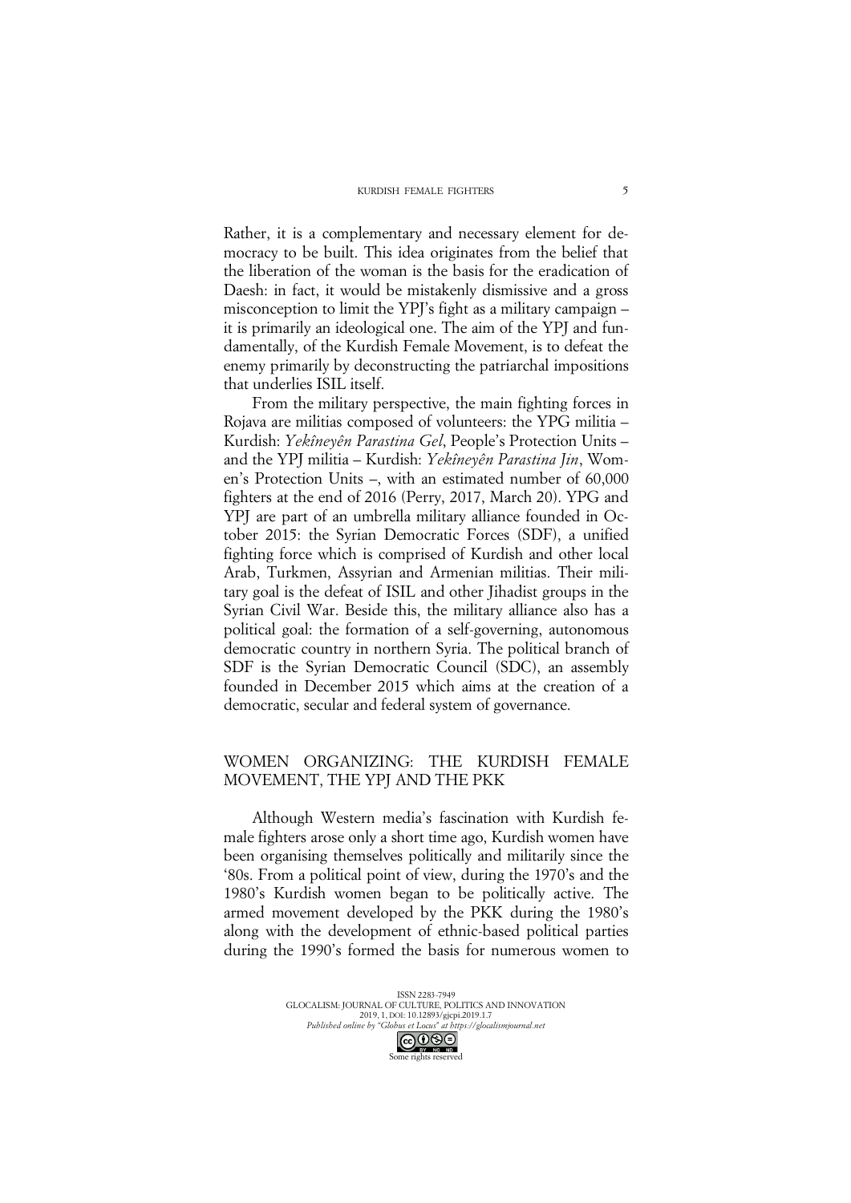Rather, it is a complementary and necessary element for democracy to be built. This idea originates from the belief that the liberation of the woman is the basis for the eradication of Daesh: in fact, it would be mistakenly dismissive and a gross misconception to limit the YPJ's fight as a military campaign – it is primarily an ideological one. The aim of the YPJ and fundamentally, of the Kurdish Female Movement, is to defeat the enemy primarily by deconstructing the patriarchal impositions that underlies ISIL itself.

From the military perspective, the main fighting forces in Rojava are militias composed of volunteers: the YPG militia – Kurdish: *Yekîneyên Parastina Gel*, People's Protection Units – and the YPJ militia – Kurdish: *Yekîneyên Parastina Jin*, Women's Protection Units –, with an estimated number of 60,000 fighters at the end of 2016 (Perry, 2017, March 20). YPG and YPJ are part of an umbrella military alliance founded in October 2015: the Syrian Democratic Forces (SDF), a unified fighting force which is comprised of Kurdish and other local Arab, Turkmen, Assyrian and Armenian militias. Their military goal is the defeat of ISIL and other Jihadist groups in the Syrian Civil War. Beside this, the military alliance also has a political goal: the formation of a self-governing, autonomous democratic country in northern Syria. The political branch of SDF is the Syrian Democratic Council (SDC), an assembly founded in December 2015 which aims at the creation of a democratic, secular and federal system of governance.

## WOMEN ORGANIZING: THE KURDISH FEMALE MOVEMENT, THE YPJ AND THE PKK

Although Western media's fascination with Kurdish female fighters arose only a short time ago, Kurdish women have been organising themselves politically and militarily since the '80s. From a political point of view, during the 1970's and the 1980's Kurdish women began to be politically active. The armed movement developed by the PKK during the 1980's along with the development of ethnic-based political parties during the 1990's formed the basis for numerous women to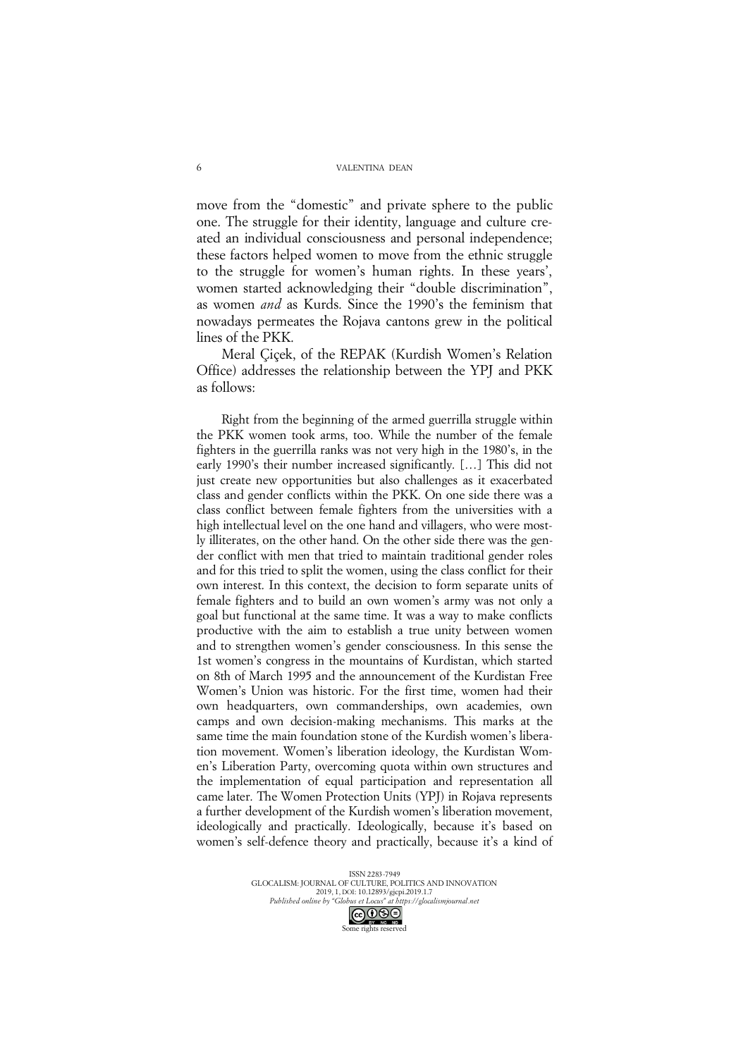move from the "domestic" and private sphere to the public one. The struggle for their identity, language and culture created an individual consciousness and personal independence; these factors helped women to move from the ethnic struggle to the struggle for women's human rights. In these years', women started acknowledging their "double discrimination", as women *and* as Kurds. Since the 1990's the feminism that nowadays permeates the Rojava cantons grew in the political lines of the PKK.

Meral Çiçek, of the REPAK (Kurdish Women's Relation Office) addresses the relationship between the YPJ and PKK as follows:

> Right from the beginning of the armed guerrilla struggle within the PKK women took arms, too. While the number of the female fighters in the guerrilla ranks was not very high in the 1980's, in the early 1990's their number increased significantly. […] This did not just create new opportunities but also challenges as it exacerbated class and gender conflicts within the PKK. On one side there was a class conflict between female fighters from the universities with a high intellectual level on the one hand and villagers, who were mostly illiterates, on the other hand. On the other side there was the gender conflict with men that tried to maintain traditional gender roles and for this tried to split the women, using the class conflict for their own interest. In this context, the decision to form separate units of female fighters and to build an own women's army was not only a goal but functional at the same time. It was a way to make conflicts productive with the aim to establish a true unity between women and to strengthen women's gender consciousness. In this sense the 1st women's congress in the mountains of Kurdistan, which started on 8th of March 1995 and the announcement of the Kurdistan Free Women's Union was historic. For the first time, women had their own headquarters, own commanderships, own academies, own camps and own decision-making mechanisms. This marks at the same time the main foundation stone of the Kurdish women's liberation movement. Women's liberation ideology, the Kurdistan Women's Liberation Party, overcoming quota within own structures and the implementation of equal participation and representation all came later. The Women Protection Units (YPJ) in Rojava represents a further development of the Kurdish women's liberation movement, ideologically and practically. Ideologically, because it's based on women's self-defence theory and practically, because it's a kind of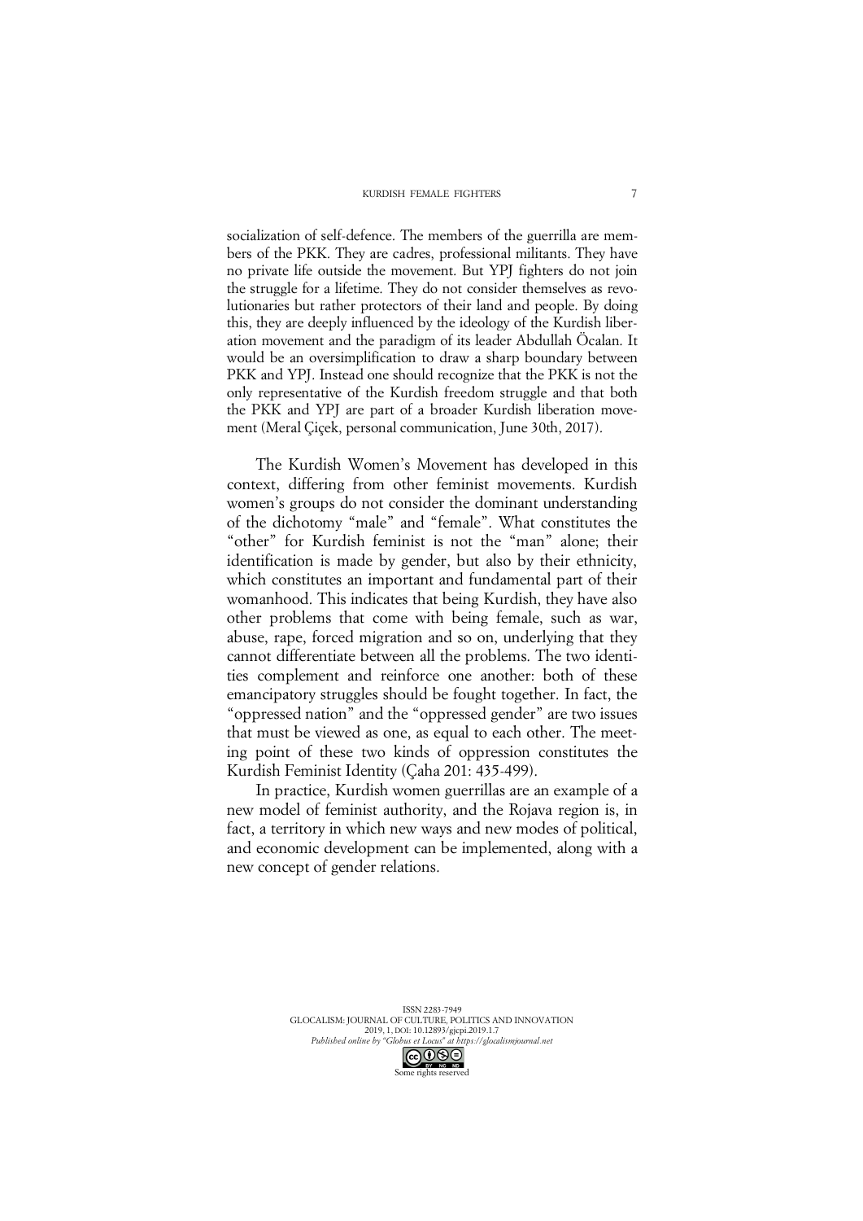socialization of self-defence. The members of the guerrilla are members of the PKK. They are cadres, professional militants. They have no private life outside the movement. But YPJ fighters do not join the struggle for a lifetime. They do not consider themselves as revolutionaries but rather protectors of their land and people. By doing this, they are deeply influenced by the ideology of the Kurdish liberation movement and the paradigm of its leader Abdullah Öcalan. It would be an oversimplification to draw a sharp boundary between PKK and YPJ. Instead one should recognize that the PKK is not the only representative of the Kurdish freedom struggle and that both the PKK and YPJ are part of a broader Kurdish liberation movement (Meral Çiçek, personal communication, June 30th, 2017).

The Kurdish Women's Movement has developed in this context, differing from other feminist movements. Kurdish women's groups do not consider the dominant understanding of the dichotomy "male" and "female". What constitutes the "other" for Kurdish feminist is not the "man" alone; their identification is made by gender, but also by their ethnicity, which constitutes an important and fundamental part of their womanhood. This indicates that being Kurdish, they have also other problems that come with being female, such as war, abuse, rape, forced migration and so on, underlying that they cannot differentiate between all the problems. The two identities complement and reinforce one another: both of these emancipatory struggles should be fought together. In fact, the "oppressed nation" and the "oppressed gender" are two issues that must be viewed as one, as equal to each other. The meeting point of these two kinds of oppression constitutes the Kurdish Feminist Identity (Çaha 201: 435-499).

In practice, Kurdish women guerrillas are an example of a new model of feminist authority, and the Rojava region is, in fact, a territory in which new ways and new modes of political, and economic development can be implemented, along with a new concept of gender relations.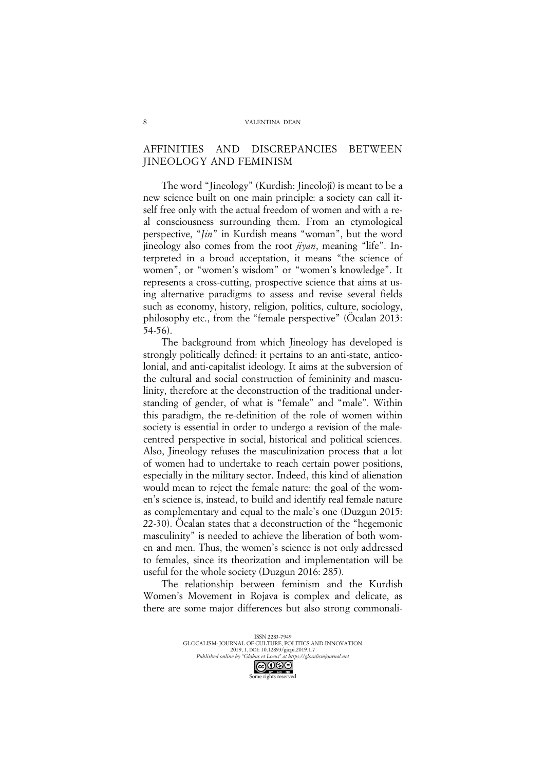## AFFINITIES AND DISCREPANCIES BETWEEN JINEOLOGY AND FEMINISM

The word "Jineology" (Kurdish: Jineolojî) is meant to be a new science built on one main principle: a society can call itself free only with the actual freedom of women and with a real consciousness surrounding them. From an etymological perspective, "*Jin*" in Kurdish means "woman", but the word jineology also comes from the root *jiyan*, meaning "life". Interpreted in a broad acceptation, it means "the science of women", or "women's wisdom" or "women's knowledge". It represents a cross-cutting, prospective science that aims at using alternative paradigms to assess and revise several fields such as economy, history, religion, politics, culture, sociology, philosophy etc., from the "female perspective" (Öcalan 2013: 54-56).

The background from which Jineology has developed is strongly politically defined: it pertains to an anti-state, anticolonial, and anti-capitalist ideology. It aims at the subversion of the cultural and social construction of femininity and masculinity, therefore at the deconstruction of the traditional understanding of gender, of what is "female" and "male". Within this paradigm, the re-definition of the role of women within society is essential in order to undergo a revision of the male-centred perspective in social, historical and political sciences. Also, Jineology refuses the masculinization process that a lot of women had to undertake to reach certain power positions, especially in the military sector. Indeed, this kind of alienation would mean to reject the female nature: the goal of the women's science is, instead, to build and identify real female nature as complementary and equal to the male's one (Duzgun 2015: 22-30). Öcalan states that a deconstruction of the "hegemonic masculinity" is needed to achieve the liberation of both women and men. Thus, the women's science is not only addressed to females, since its theorization and implementation will be useful for the whole society (Duzgun 2016: 285).

The relationship between feminism and the Kurdish Women's Movement in Rojava is complex and delicate, as there are some major differences but also strong commonali-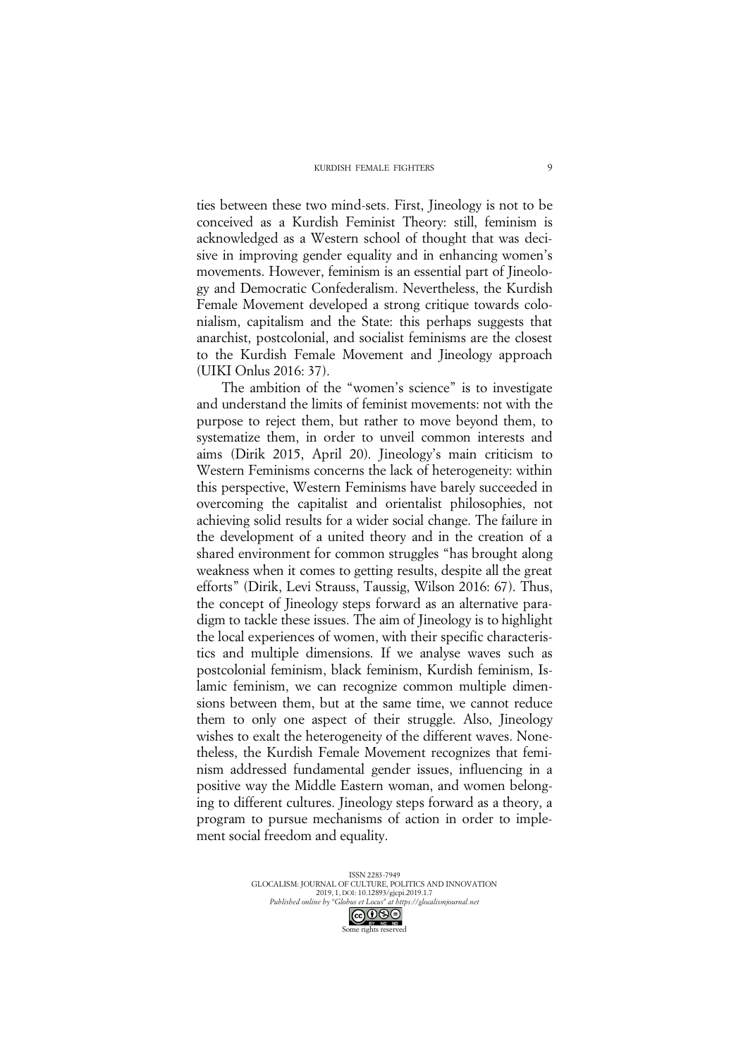ties between these two mind-sets. First, Jineology is not to be conceived as a Kurdish Feminist Theory: still, feminism is acknowledged as a Western school of thought that was decisive in improving gender equality and in enhancing women's movements. However, feminism is an essential part of Jineology and Democratic Confederalism. Nevertheless, the Kurdish Female Movement developed a strong critique towards colonialism, capitalism and the State: this perhaps suggests that anarchist, postcolonial, and socialist feminisms are the closest to the Kurdish Female Movement and Jineology approach (UIKI Onlus 2016: 37).

The ambition of the "women's science" is to investigate and understand the limits of feminist movements: not with the purpose to reject them, but rather to move beyond them, to systematize them, in order to unveil common interests and aims (Dirik 2015, April 20). Jineology's main criticism to Western Feminisms concerns the lack of heterogeneity: within this perspective, Western Feminisms have barely succeeded in overcoming the capitalist and orientalist philosophies, not achieving solid results for a wider social change. The failure in the development of a united theory and in the creation of a shared environment for common struggles "has brought along weakness when it comes to getting results, despite all the great efforts" (Dirik, Levi Strauss, Taussig, Wilson 2016: 67). Thus, the concept of Jineology steps forward as an alternative paradigm to tackle these issues. The aim of Jineology is to highlight the local experiences of women, with their specific characteristics and multiple dimensions. If we analyse waves such as postcolonial feminism, black feminism, Kurdish feminism, Islamic feminism, we can recognize common multiple dimensions between them, but at the same time, we cannot reduce them to only one aspect of their struggle. Also, Jineology wishes to exalt the heterogeneity of the different waves. Nonetheless, the Kurdish Female Movement recognizes that feminism addressed fundamental gender issues, influencing in a positive way the Middle Eastern woman, and women belonging to different cultures. Jineology steps forward as a theory, a program to pursue mechanisms of action in order to implement social freedom and equality.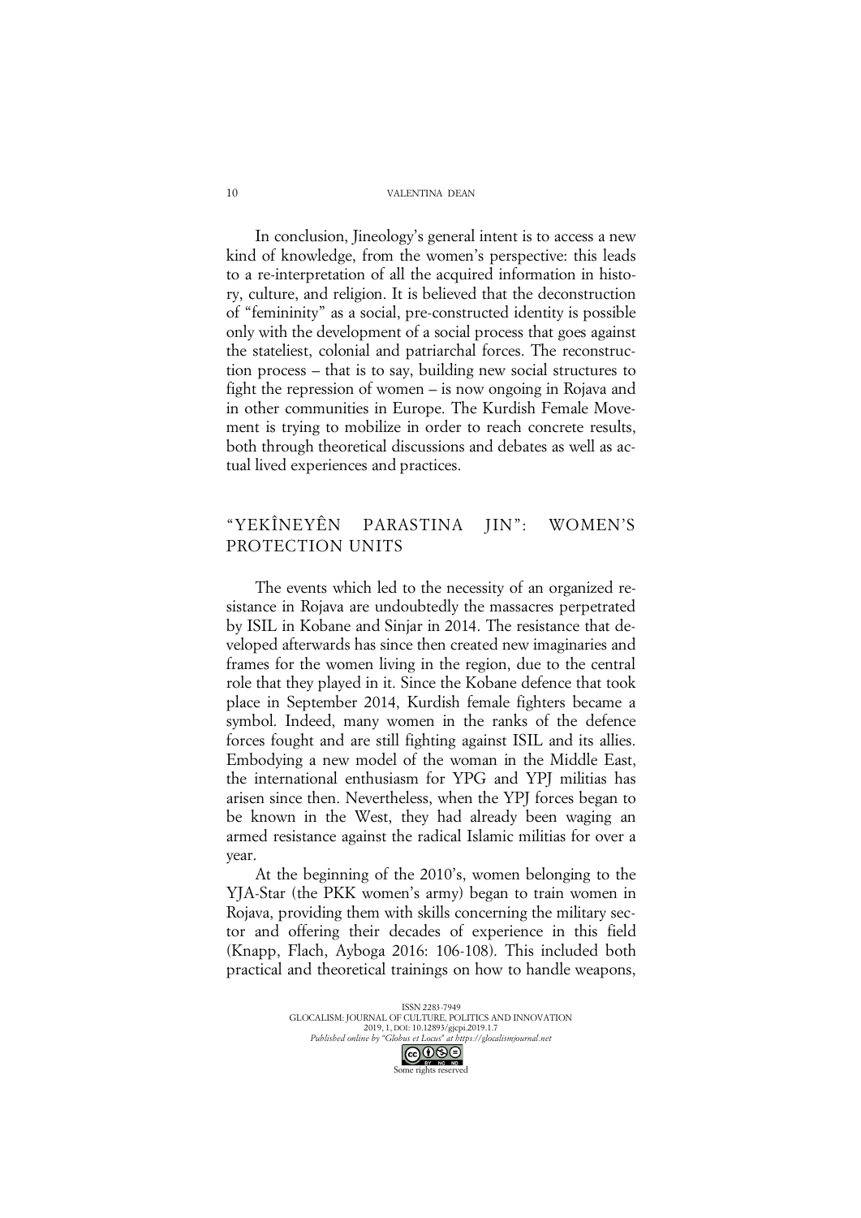In conclusion, Jineology's general intent is to access a new kind of knowledge, from the women's perspective: this leads to a re-interpretation of all the acquired information in history, culture, and religion. It is believed that the deconstruction of "femininity" as a social, pre-constructed identity is possible only with the development of a social process that goes against the stateliest, colonial and patriarchal forces. The reconstruction process – that is to say, building new social structures to fight the repression of women – is now ongoing in Rojava and in other communities in Europe. The Kurdish Female Movement is trying to mobilize in order to reach concrete results, both through theoretical discussions and debates as well as actual lived experiences and practices.

## "YEKÎNEYÊN PARASTINA JIN": WOMEN'S PROTECTION UNITS

The events which led to the necessity of an organized resistance in Rojava are undoubtedly the massacres perpetrated by ISIL in Kobane and Sinjar in 2014. The resistance that developed afterwards has since then created new imaginaries and frames for the women living in the region, due to the central role that they played in it. Since the Kobane defence that took place in September 2014, Kurdish female fighters became a symbol. Indeed, many women in the ranks of the defence forces fought and are still fighting against ISIL and its allies. Embodying a new model of the woman in the Middle East, the international enthusiasm for YPG and YPJ militias has arisen since then. Nevertheless, when the YPJ forces began to be known in the West, they had already been waging an armed resistance against the radical Islamic militias for over a year.

At the beginning of the 2010's, women belonging to the YJA-Star (the PKK women's army) began to train women in Rojava, providing them with skills concerning the military sector and offering their decades of experience in this field (Knapp, Flach, Ayboga 2016: 106-108). This included both practical and theoretical trainings on how to handle weapons,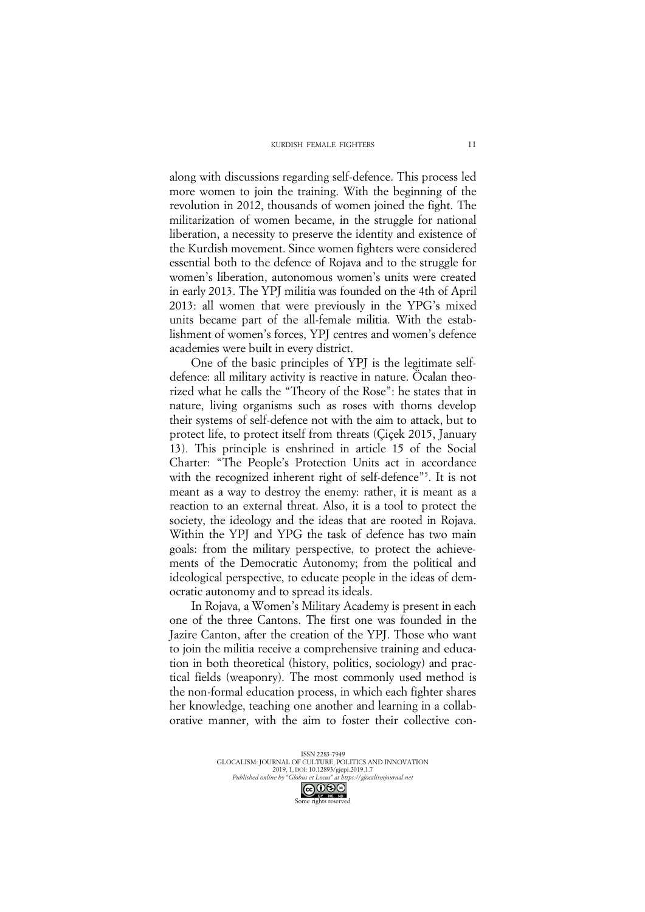along with discussions regarding self-defence. This process led more women to join the training. With the beginning of the revolution in 2012, thousands of women joined the fight. The militarization of women became, in the struggle for national liberation, a necessity to preserve the identity and existence of the Kurdish movement. Since women fighters were considered essential both to the defence of Rojava and to the struggle for women's liberation, autonomous women's units were created in early 2013. The YPJ militia was founded on the 4th of April 2013: all women that were previously in the YPG's mixed units became part of the all-female militia. With the establishment of women's forces, YPJ centres and women's defence academies were built in every district.

One of the basic principles of YPJ is the legitimate self-defence: all military activity is reactive in nature. Öcalan theorized what he calls the "Theory of the Rose": he states that in nature, living organisms such as roses with thorns develop their systems of self-defence not with the aim to attack, but to protect life, to protect itself from threats (Çiçek 2015, January 13). This principle is enshrined in article 15 of the Social Charter: "The People's Protection Units act in accordance with the recognized inherent right of self-defence"[5]. It is not meant as a way to destroy the enemy: rather, it is meant as a reaction to an external threat. Also, it is a tool to protect the society, the ideology and the ideas that are rooted in Rojava. Within the YPJ and YPG the task of defence has two main goals: from the military perspective, to protect the achievements of the Democratic Autonomy; from the political and ideological perspective, to educate people in the ideas of democratic autonomy and to spread its ideals.

In Rojava, a Women's Military Academy is present in each one of the three Cantons. The first one was founded in the Jazire Canton, after the creation of the YPJ. Those who want to join the militia receive a comprehensive training and education in both theoretical (history, politics, sociology) and practical fields (weaponry). The most commonly used method is the non-formal education process, in which each fighter shares her knowledge, teaching one another and learning in a collaborative manner, with the aim to foster their collective con-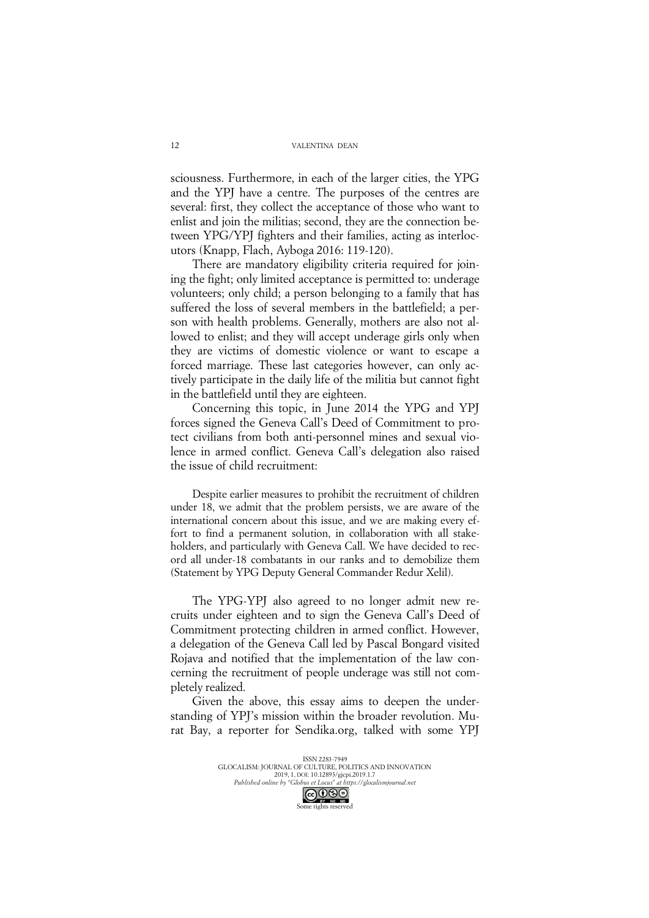sciousness. Furthermore, in each of the larger cities, the YPG and the YPJ have a centre. The purposes of the centres are several: first, they collect the acceptance of those who want to enlist and join the militias; second, they are the connection between YPG/YPJ fighters and their families, acting as interlocutors (Knapp, Flach, Ayboga 2016: 119-120).

There are mandatory eligibility criteria required for joining the fight; only limited acceptance is permitted to: underage volunteers; only child; a person belonging to a family that has suffered the loss of several members in the battlefield; a person with health problems. Generally, mothers are also not allowed to enlist; and they will accept underage girls only when they are victims of domestic violence or want to escape a forced marriage. These last categories however, can only actively participate in the daily life of the militia but cannot fight in the battlefield until they are eighteen.

Concerning this topic, in June 2014 the YPG and YPJ forces signed the Geneva Call's Deed of Commitment to protect civilians from both anti-personnel mines and sexual violence in armed conflict. Geneva Call's delegation also raised the issue of child recruitment:

> Despite earlier measures to prohibit the recruitment of children under 18, we admit that the problem persists, we are aware of the international concern about this issue, and we are making every effort to find a permanent solution, in collaboration with all stakeholders, and particularly with Geneva Call. We have decided to record all under-18 combatants in our ranks and to demobilize them (Statement by YPG Deputy General Commander Redur Xelil).

The YPG-YPJ also agreed to no longer admit new recruits under eighteen and to sign the Geneva Call's Deed of Commitment protecting children in armed conflict. However, a delegation of the Geneva Call led by Pascal Bongard visited Rojava and notified that the implementation of the law concerning the recruitment of people underage was still not completely realized.

Given the above, this essay aims to deepen the understanding of YPJ's mission within the broader revolution. Murat Bay, a reporter for Sendika.org, talked with some YPJ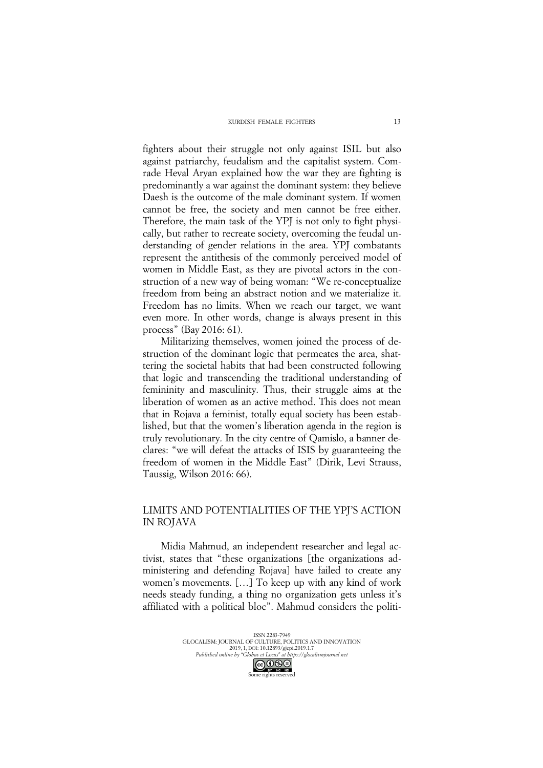fighters about their struggle not only against ISIL but also against patriarchy, feudalism and the capitalist system. Comrade Heval Aryan explained how the war they are fighting is predominantly a war against the dominant system: they believe Daesh is the outcome of the male dominant system. If women cannot be free, the society and men cannot be free either. Therefore, the main task of the YPJ is not only to fight physically, but rather to recreate society, overcoming the feudal understanding of gender relations in the area. YPJ combatants represent the antithesis of the commonly perceived model of women in Middle East, as they are pivotal actors in the construction of a new way of being woman: "We re-conceptualize freedom from being an abstract notion and we materialize it. Freedom has no limits. When we reach our target, we want even more. In other words, change is always present in this process" (Bay 2016: 61).

Militarizing themselves, women joined the process of destruction of the dominant logic that permeates the area, shattering the societal habits that had been constructed following that logic and transcending the traditional understanding of femininity and masculinity. Thus, their struggle aims at the liberation of women as an active method. This does not mean that in Rojava a feminist, totally equal society has been established, but that the women's liberation agenda in the region is truly revolutionary. In the city centre of Qamislo, a banner declares: "we will defeat the attacks of ISIS by guaranteeing the freedom of women in the Middle East" (Dirik, Levi Strauss, Taussig, Wilson 2016: 66).

## LIMITS AND POTENTIALITIES OF THE YPJ'S ACTION IN ROJAVA

Midia Mahmud, an independent researcher and legal activist, states that "these organizations [the organizations administering and defending Rojava] have failed to create any women's movements. […] To keep up with any kind of work needs steady funding, a thing no organization gets unless it's affiliated with a political bloc". Mahmud considers the politi-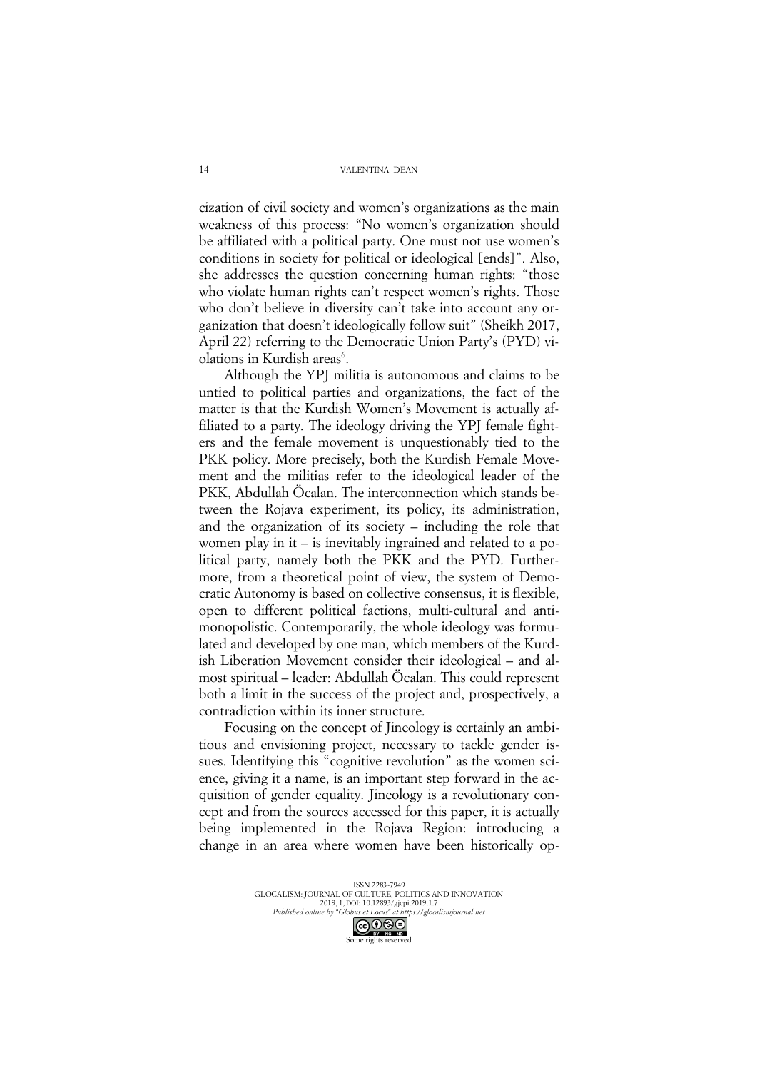cization of civil society and women's organizations as the main weakness of this process: "No women's organization should be affiliated with a political party. One must not use women's conditions in society for political or ideological [ends]". Also, she addresses the question concerning human rights: "those who violate human rights can't respect women's rights. Those who don't believe in diversity can't take into account any organization that doesn't ideologically follow suit" (Sheikh 2017, April 22) referring to the Democratic Union Party's (PYD) violations in Kurdish areas[6].

Although the YPJ militia is autonomous and claims to be untied to political parties and organizations, the fact of the matter is that the Kurdish Women's Movement is actually affiliated to a party. The ideology driving the YPJ female fighters and the female movement is unquestionably tied to the PKK policy. More precisely, both the Kurdish Female Movement and the militias refer to the ideological leader of the PKK, Abdullah Öcalan. The interconnection which stands between the Rojava experiment, its policy, its administration, and the organization of its society – including the role that women play in it – is inevitably ingrained and related to a political party, namely both the PKK and the PYD. Furthermore, from a theoretical point of view, the system of Democratic Autonomy is based on collective consensus, it is flexible, open to different political factions, multi-cultural and anti-monopolistic. Contemporarily, the whole ideology was formulated and developed by one man, which members of the Kurdish Liberation Movement consider their ideological – and almost spiritual – leader: Abdullah Öcalan. This could represent both a limit in the success of the project and, prospectively, a contradiction within its inner structure.

Focusing on the concept of Jineology is certainly an ambitious and envisioning project, necessary to tackle gender issues. Identifying this "cognitive revolution" as the women science, giving it a name, is an important step forward in the acquisition of gender equality. Jineology is a revolutionary concept and from the sources accessed for this paper, it is actually being implemented in the Rojava Region: introducing a change in an area where women have been historically op-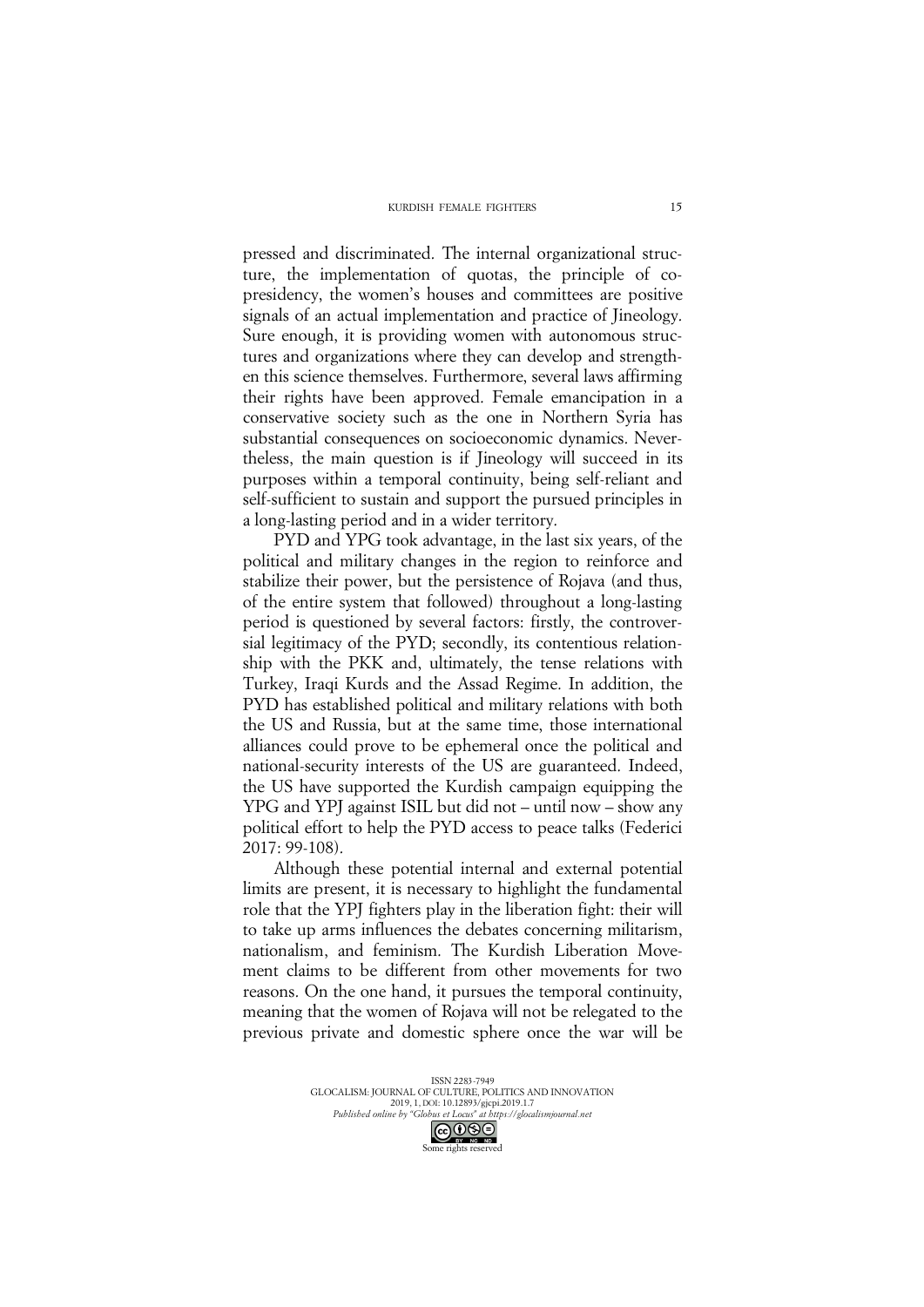pressed and discriminated. The internal organizational structure, the implementation of quotas, the principle of co-presidency, the women's houses and committees are positive signals of an actual implementation and practice of Jineology. Sure enough, it is providing women with autonomous structures and organizations where they can develop and strengthen this science themselves. Furthermore, several laws affirming their rights have been approved. Female emancipation in a conservative society such as the one in Northern Syria has substantial consequences on socioeconomic dynamics. Nevertheless, the main question is if Jineology will succeed in its purposes within a temporal continuity, being self-reliant and self-sufficient to sustain and support the pursued principles in a long-lasting period and in a wider territory.

PYD and YPG took advantage, in the last six years, of the political and military changes in the region to reinforce and stabilize their power, but the persistence of Rojava (and thus, of the entire system that followed) throughout a long-lasting period is questioned by several factors: firstly, the controversial legitimacy of the PYD; secondly, its contentious relationship with the PKK and, ultimately, the tense relations with Turkey, Iraqi Kurds and the Assad Regime. In addition, the PYD has established political and military relations with both the US and Russia, but at the same time, those international alliances could prove to be ephemeral once the political and national-security interests of the US are guaranteed. Indeed, the US have supported the Kurdish campaign equipping the YPG and YPJ against ISIL but did not – until now – show any political effort to help the PYD access to peace talks (Federici 2017: 99-108).

Although these potential internal and external potential limits are present, it is necessary to highlight the fundamental role that the YPJ fighters play in the liberation fight: their will to take up arms influences the debates concerning militarism, nationalism, and feminism. The Kurdish Liberation Movement claims to be different from other movements for two reasons. On the one hand, it pursues the temporal continuity, meaning that the women of Rojava will not be relegated to the previous private and domestic sphere once the war will be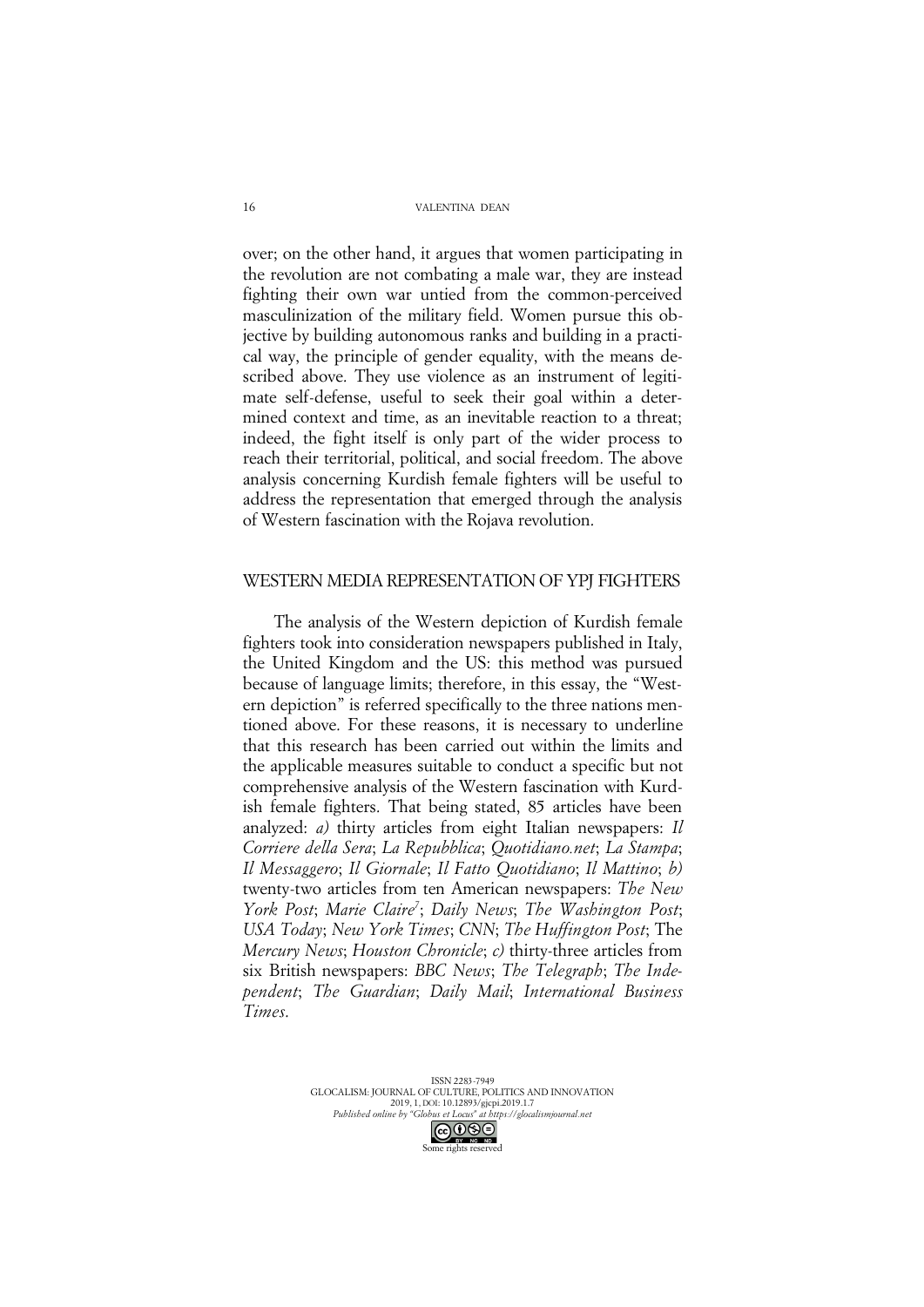over; on the other hand, it argues that women participating in the revolution are not combating a male war, they are instead fighting their own war untied from the common-perceived masculinization of the military field. Women pursue this objective by building autonomous ranks and building in a practical way, the principle of gender equality, with the means described above. They use violence as an instrument of legitimate self-defense, useful to seek their goal within a determined context and time, as an inevitable reaction to a threat; indeed, the fight itself is only part of the wider process to reach their territorial, political, and social freedom. The above analysis concerning Kurdish female fighters will be useful to address the representation that emerged through the analysis of Western fascination with the Rojava revolution.

## WESTERN MEDIA REPRESENTATION OF YPJ FIGHTERS

The analysis of the Western depiction of Kurdish female fighters took into consideration newspapers published in Italy, the United Kingdom and the US: this method was pursued because of language limits; therefore, in this essay, the "Western depiction" is referred specifically to the three nations mentioned above. For these reasons, it is necessary to underline that this research has been carried out within the limits and the applicable measures suitable to conduct a specific but not comprehensive analysis of the Western fascination with Kurdish female fighters. That being stated, 85 articles have been analyzed: *a)* thirty articles from eight Italian newspapers: *Il Corriere della Sera*; *La Repubblica*; *Quotidiano.net*; *La Stampa*; *Il Messaggero*; *Il Giornale*; *Il Fatto Quotidiano*; *Il Mattino*; *b)* twenty-two articles from ten American newspapers: *The New York Post*; *Marie Claire*[7]; *Daily News*; *The Washington Post*; *USA Today*; *New York Times*; *CNN*; *The Huffington Post*; The *Mercury News*; *Houston Chronicle*; *c)* thirty-three articles from six British newspapers: *BBC News*; *The Telegraph*; *The Independent*; *The Guardian*; *Daily Mail*; *International Business Times*.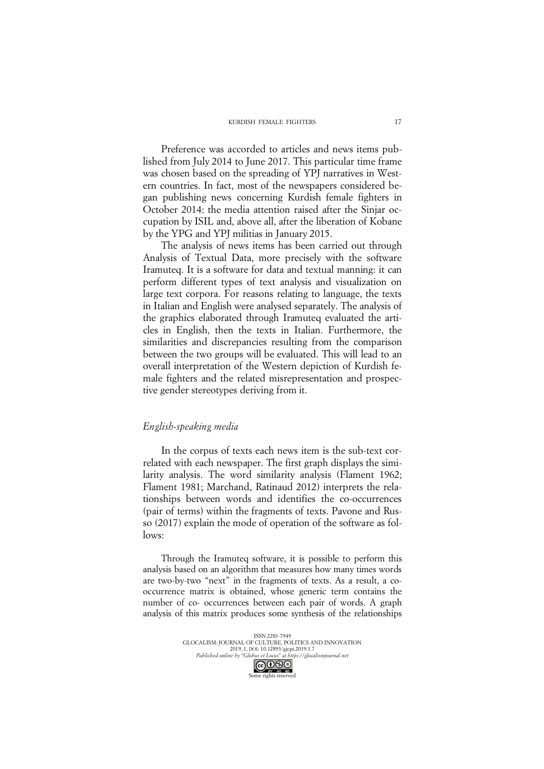Preference was accorded to articles and news items published from July 2014 to June 2017. This particular time frame was chosen based on the spreading of YPJ narratives in Western countries. In fact, most of the newspapers considered began publishing news concerning Kurdish female fighters in October 2014: the media attention raised after the Sinjar occupation by ISIL and, above all, after the liberation of Kobane by the YPG and YPJ militias in January 2015.

The analysis of news items has been carried out through Analysis of Textual Data, more precisely with the software Iramuteq. It is a software for data and textual manning: it can perform different types of text analysis and visualization on large text corpora. For reasons relating to language, the texts in Italian and English were analysed separately. The analysis of the graphics elaborated through Iramuteq evaluated the articles in English, then the texts in Italian. Furthermore, the similarities and discrepancies resulting from the comparison between the two groups will be evaluated. This will lead to an overall interpretation of the Western depiction of Kurdish female fighters and the related misrepresentation and prospective gender stereotypes deriving from it.

### *English-speaking media*

In the corpus of texts each news item is the sub-text correlated with each newspaper. The first graph displays the similarity analysis. The word similarity analysis (Flament 1962; Flament 1981; Marchand, Ratinaud 2012) interprets the relationships between words and identifies the co-occurrences (pair of terms) within the fragments of texts. Pavone and Russo (2017) explain the mode of operation of the software as follows:

> Through the Iramuteq software, it is possible to perform this analysis based on an algorithm that measures how many times words are two-by-two "next" in the fragments of texts. As a result, a co-occurrence matrix is obtained, whose generic term contains the number of co- occurrences between each pair of words. A graph analysis of this matrix produces some synthesis of the relationships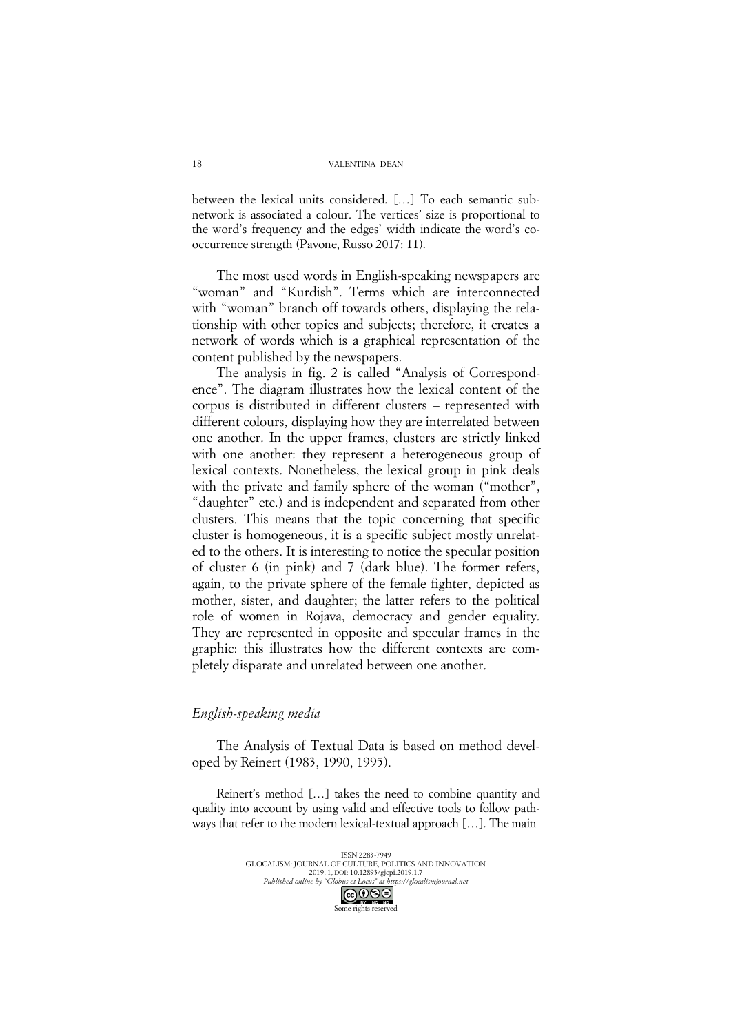between the lexical units considered. […] To each semantic subnetwork is associated a colour. The vertices' size is proportional to the word's frequency and the edges' width indicate the word's co-occurrence strength (Pavone, Russo 2017: 11).

The most used words in English-speaking newspapers are "woman" and "Kurdish". Terms which are interconnected with "woman" branch off towards others, displaying the relationship with other topics and subjects; therefore, it creates a network of words which is a graphical representation of the content published by the newspapers.

The analysis in fig. 2 is called "Analysis of Correspondence". The diagram illustrates how the lexical content of the corpus is distributed in different clusters – represented with different colours, displaying how they are interrelated between one another. In the upper frames, clusters are strictly linked with one another: they represent a heterogeneous group of lexical contexts. Nonetheless, the lexical group in pink deals with the private and family sphere of the woman ("mother", "daughter" etc.) and is independent and separated from other clusters. This means that the topic concerning that specific cluster is homogeneous, it is a specific subject mostly unrelated to the others. It is interesting to notice the specular position of cluster 6 (in pink) and 7 (dark blue). The former refers, again, to the private sphere of the female fighter, depicted as mother, sister, and daughter; the latter refers to the political role of women in Rojava, democracy and gender equality. They are represented in opposite and specular frames in the graphic: this illustrates how the different contexts are completely disparate and unrelated between one another.

### *English-speaking media*

The Analysis of Textual Data is based on method developed by Reinert (1983, 1990, 1995).

> Reinert's method […] takes the need to combine quantity and quality into account by using valid and effective tools to follow pathways that refer to the modern lexical-textual approach […]. The main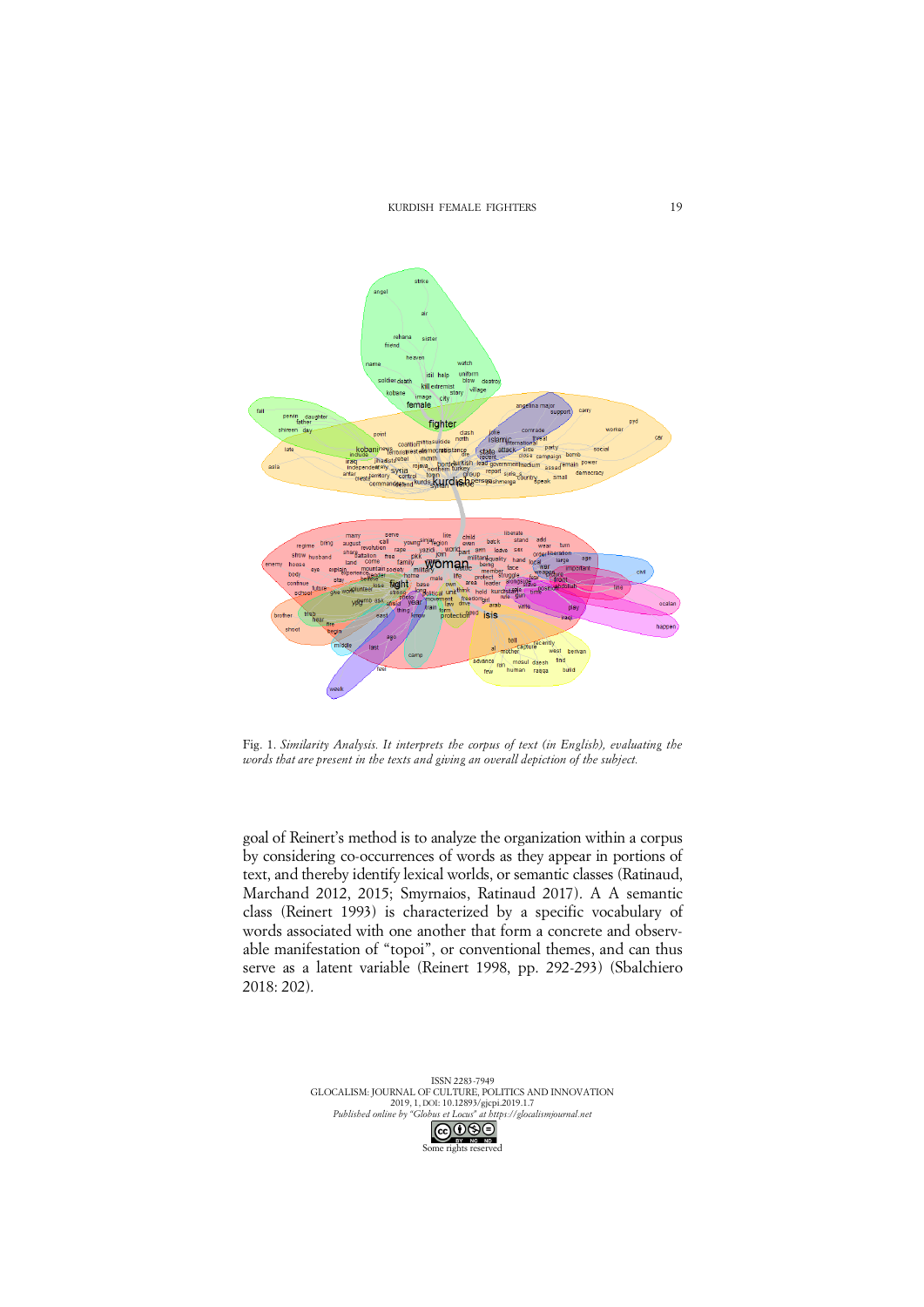Fig. 1. *Similarity Analysis. It interprets the corpus of text (in English), evaluating the words that are present in the texts and giving an overall depiction of the subject.*

goal of Reinert's method is to analyze the organization within a corpus by considering co-occurrences of words as they appear in portions of text, and thereby identify lexical worlds, or semantic classes (Ratinaud, Marchand 2012, 2015; Smyrnaios, Ratinaud 2017). A A semantic class (Reinert 1993) is characterized by a specific vocabulary of words associated with one another that form a concrete and observable manifestation of "topoi", or conventional themes, and can thus serve as a latent variable (Reinert 1998, pp. 292-293) (Sbalchiero 2018: 202).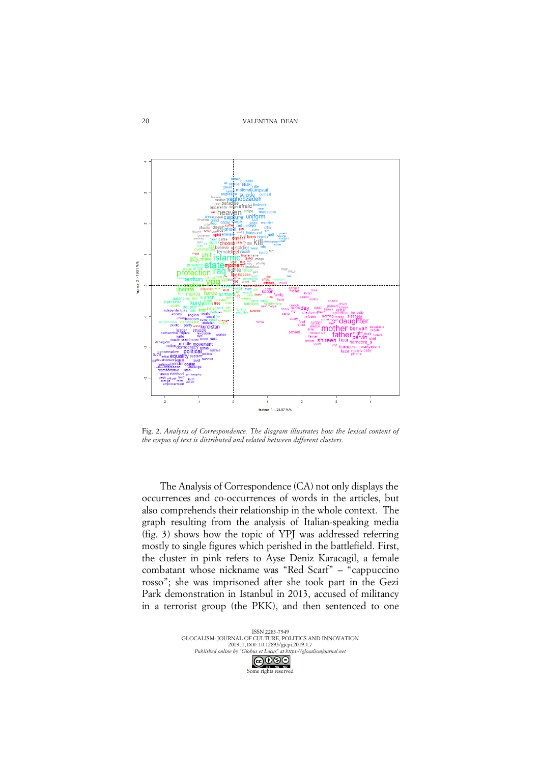Fig. 2. *Analysis of Correspondence. The diagram illustrates how the lexical content of the corpus of text is distributed and related between different clusters.*

The Analysis of Correspondence (CA) not only displays the occurrences and co-occurrences of words in the articles, but also comprehends their relationship in the whole context. The graph resulting from the analysis of Italian-speaking media (fig. 3) shows how the topic of YPJ was addressed referring mostly to single figures which perished in the battlefield. First, the cluster in pink refers to Ayse Deniz Karacagil, a female combatant whose nickname was "Red Scarf" – "cappuccino rosso"; she was imprisoned after she took part in the Gezi Park demonstration in Istanbul in 2013, accused of militancy in a terrorist group (the PKK), and then sentenced to one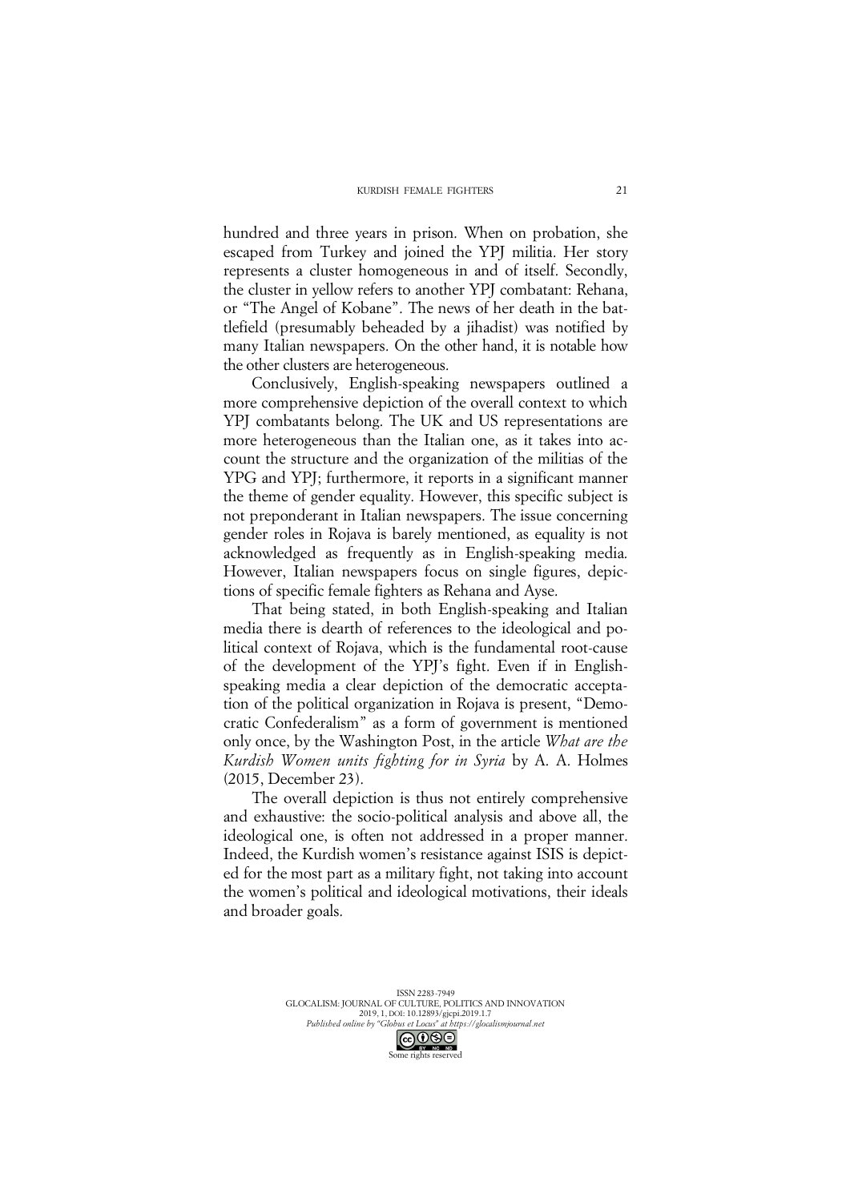hundred and three years in prison. When on probation, she escaped from Turkey and joined the YPJ militia. Her story represents a cluster homogeneous in and of itself. Secondly, the cluster in yellow refers to another YPJ combatant: Rehana, or "The Angel of Kobane". The news of her death in the battlefield (presumably beheaded by a jihadist) was notified by many Italian newspapers. On the other hand, it is notable how the other clusters are heterogeneous.

Conclusively, English-speaking newspapers outlined a more comprehensive depiction of the overall context to which YPJ combatants belong. The UK and US representations are more heterogeneous than the Italian one, as it takes into account the structure and the organization of the militias of the YPG and YPJ; furthermore, it reports in a significant manner the theme of gender equality. However, this specific subject is not preponderant in Italian newspapers. The issue concerning gender roles in Rojava is barely mentioned, as equality is not acknowledged as frequently as in English-speaking media. However, Italian newspapers focus on single figures, depictions of specific female fighters as Rehana and Ayse.

That being stated, in both English-speaking and Italian media there is dearth of references to the ideological and political context of Rojava, which is the fundamental root-cause of the development of the YPJ's fight. Even if in English-speaking media a clear depiction of the democratic acceptation of the political organization in Rojava is present, "Democratic Confederalism" as a form of government is mentioned only once, by the Washington Post, in the article *What are the Kurdish Women units fighting for in Syria* by A. A. Holmes (2015, December 23).

The overall depiction is thus not entirely comprehensive and exhaustive: the socio-political analysis and above all, the ideological one, is often not addressed in a proper manner. Indeed, the Kurdish women's resistance against ISIS is depicted for the most part as a military fight, not taking into account the women's political and ideological motivations, their ideals and broader goals.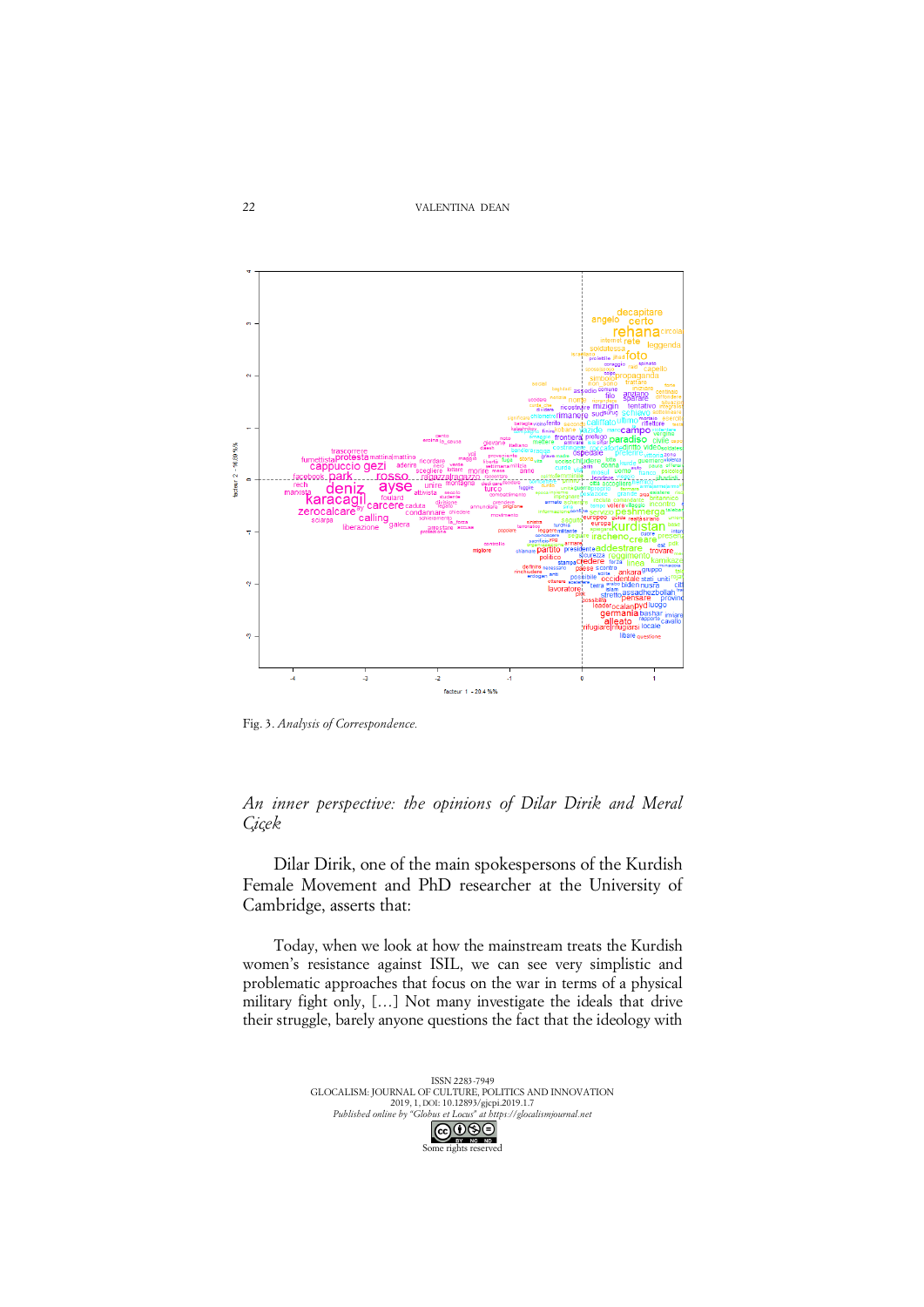Fig. 3. *Analysis of Correspondence.*

## *An inner perspective: the opinions of Dilar Dirik and Meral Çiçek*

Dilar Dirik, one of the main spokespersons of the Kurdish Female Movement and PhD researcher at the University of Cambridge, asserts that:

> Today, when we look at how the mainstream treats the Kurdish women's resistance against ISIL, we can see very simplistic and problematic approaches that focus on the war in terms of a physical military fight only, […] Not many investigate the ideals that drive their struggle, barely anyone questions the fact that the ideology with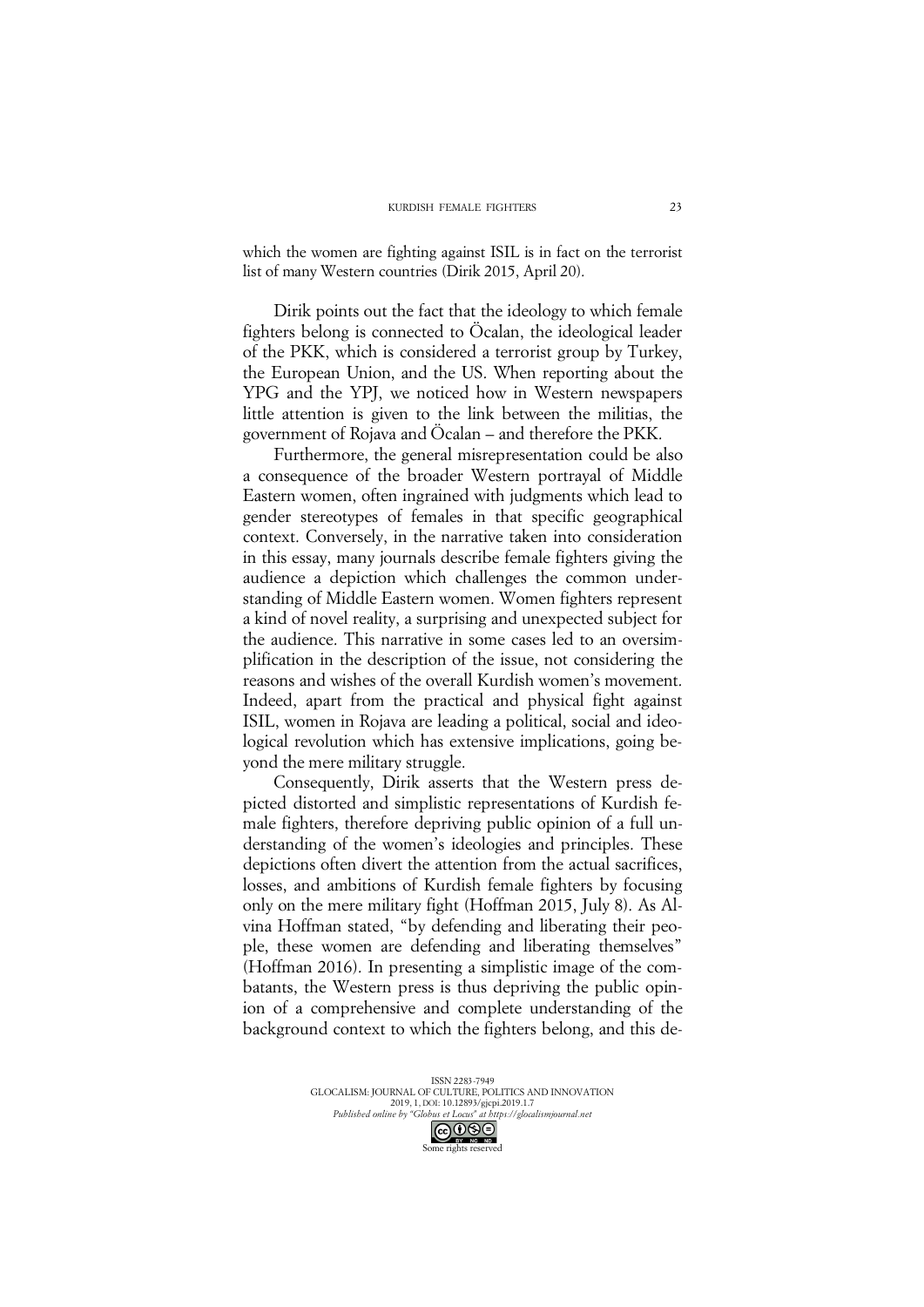which the women are fighting against ISIL is in fact on the terrorist list of many Western countries (Dirik 2015, April 20).

Dirik points out the fact that the ideology to which female fighters belong is connected to Öcalan, the ideological leader of the PKK, which is considered a terrorist group by Turkey, the European Union, and the US. When reporting about the YPG and the YPJ, we noticed how in Western newspapers little attention is given to the link between the militias, the government of Rojava and Öcalan – and therefore the PKK.

Furthermore, the general misrepresentation could be also a consequence of the broader Western portrayal of Middle Eastern women, often ingrained with judgments which lead to gender stereotypes of females in that specific geographical context. Conversely, in the narrative taken into consideration in this essay, many journals describe female fighters giving the audience a depiction which challenges the common understanding of Middle Eastern women. Women fighters represent a kind of novel reality, a surprising and unexpected subject for the audience. This narrative in some cases led to an oversimplification in the description of the issue, not considering the reasons and wishes of the overall Kurdish women's movement. Indeed, apart from the practical and physical fight against ISIL, women in Rojava are leading a political, social and ideological revolution which has extensive implications, going beyond the mere military struggle.

Consequently, Dirik asserts that the Western press depicted distorted and simplistic representations of Kurdish female fighters, therefore depriving public opinion of a full understanding of the women's ideologies and principles. These depictions often divert the attention from the actual sacrifices, losses, and ambitions of Kurdish female fighters by focusing only on the mere military fight (Hoffman 2015, July 8). As Alvina Hoffman stated, "by defending and liberating their people, these women are defending and liberating themselves" (Hoffman 2016). In presenting a simplistic image of the combatants, the Western press is thus depriving the public opinion of a comprehensive and complete understanding of the background context to which the fighters belong, and this de-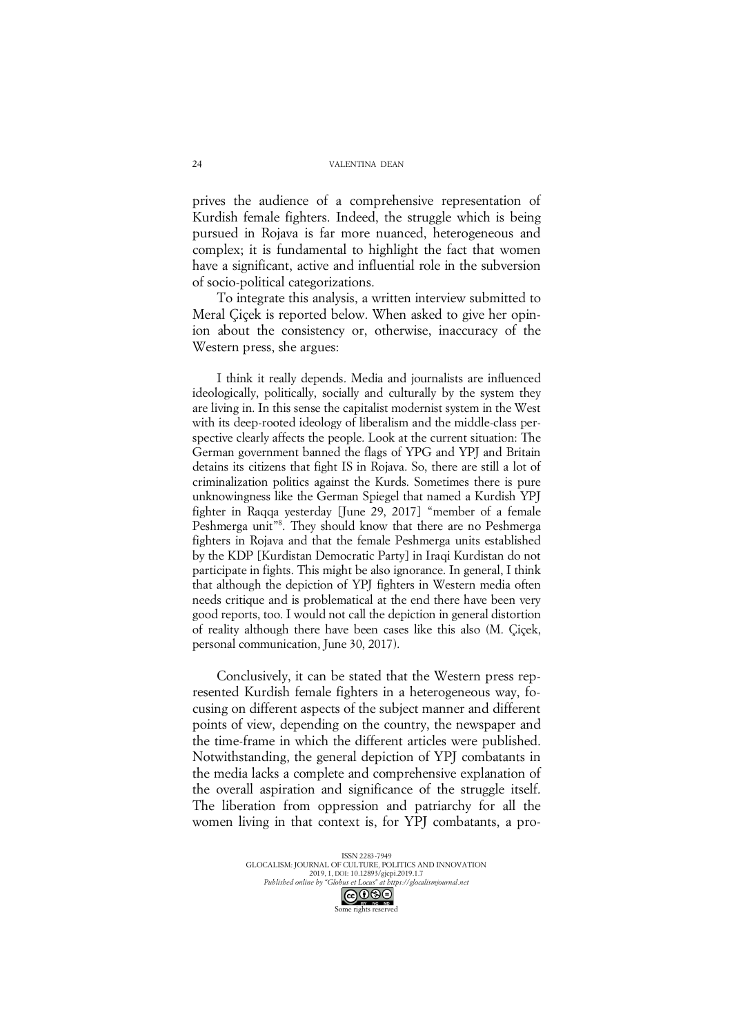prives the audience of a comprehensive representation of Kurdish female fighters. Indeed, the struggle which is being pursued in Rojava is far more nuanced, heterogeneous and complex; it is fundamental to highlight the fact that women have a significant, active and influential role in the subversion of socio-political categorizations.

To integrate this analysis, a written interview submitted to Meral Çiçek is reported below. When asked to give her opinion about the consistency or, otherwise, inaccuracy of the Western press, she argues:

> I think it really depends. Media and journalists are influenced ideologically, politically, socially and culturally by the system they are living in. In this sense the capitalist modernist system in the West with its deep-rooted ideology of liberalism and the middle-class perspective clearly affects the people. Look at the current situation: The German government banned the flags of YPG and YPJ and Britain detains its citizens that fight IS in Rojava. So, there are still a lot of criminalization politics against the Kurds. Sometimes there is pure unknowingness like the German Spiegel that named a Kurdish YPJ fighter in Raqqa yesterday [June 29, 2017] "member of a female Peshmerga unit"[8]. They should know that there are no Peshmerga fighters in Rojava and that the female Peshmerga units established by the KDP [Kurdistan Democratic Party] in Iraqi Kurdistan do not participate in fights. This might be also ignorance. In general, I think that although the depiction of YPJ fighters in Western media often needs critique and is problematical at the end there have been very good reports, too. I would not call the depiction in general distortion of reality although there have been cases like this also (M. Çiçek, personal communication, June 30, 2017).

Conclusively, it can be stated that the Western press represented Kurdish female fighters in a heterogeneous way, focusing on different aspects of the subject manner and different points of view, depending on the country, the newspaper and the time-frame in which the different articles were published. Notwithstanding, the general depiction of YPJ combatants in the media lacks a complete and comprehensive explanation of the overall aspiration and significance of the struggle itself. The liberation from oppression and patriarchy for all the women living in that context is, for YPJ combatants, a pro-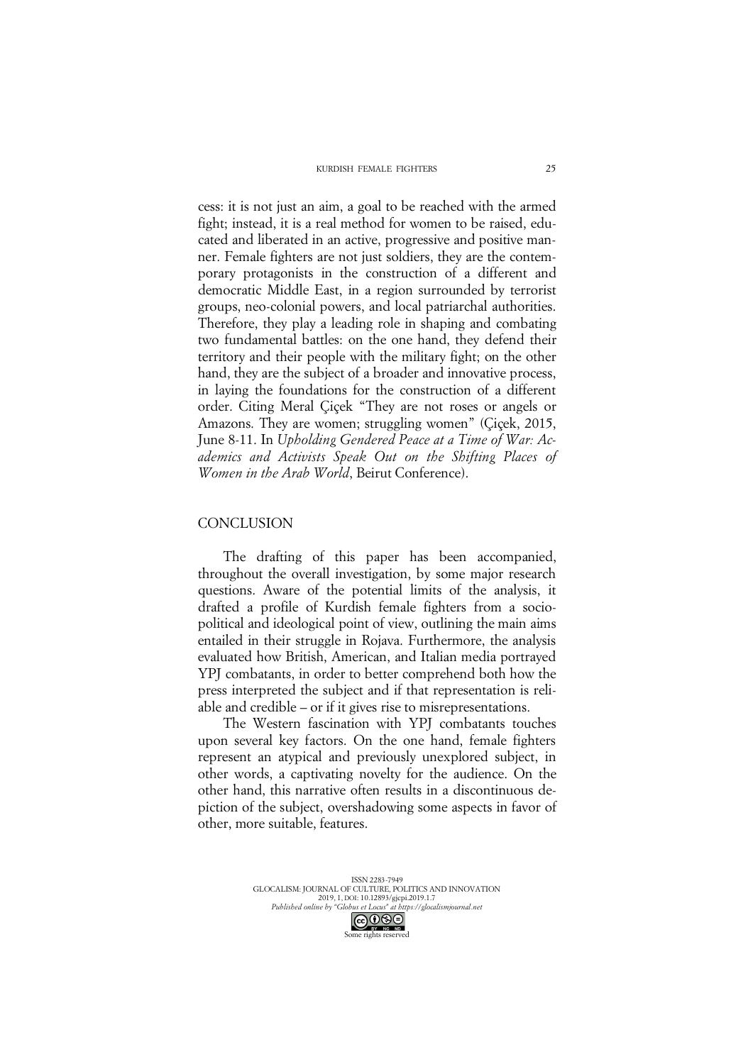cess: it is not just an aim, a goal to be reached with the armed fight; instead, it is a real method for women to be raised, educated and liberated in an active, progressive and positive manner. Female fighters are not just soldiers, they are the contemporary protagonists in the construction of a different and democratic Middle East, in a region surrounded by terrorist groups, neo-colonial powers, and local patriarchal authorities. Therefore, they play a leading role in shaping and combating two fundamental battles: on the one hand, they defend their territory and their people with the military fight; on the other hand, they are the subject of a broader and innovative process, in laying the foundations for the construction of a different order. Citing Meral Çiçek "They are not roses or angels or Amazons. They are women; struggling women" (Çiçek, 2015, June 8-11. In *Upholding Gendered Peace at a Time of War: Academics and Activists Speak Out on the Shifting Places of Women in the Arab World*, Beirut Conference).

## CONCLUSION

The drafting of this paper has been accompanied, throughout the overall investigation, by some major research questions. Aware of the potential limits of the analysis, it drafted a profile of Kurdish female fighters from a socio-political and ideological point of view, outlining the main aims entailed in their struggle in Rojava. Furthermore, the analysis evaluated how British, American, and Italian media portrayed YPJ combatants, in order to better comprehend both how the press interpreted the subject and if that representation is reliable and credible – or if it gives rise to misrepresentations.

The Western fascination with YPJ combatants touches upon several key factors. On the one hand, female fighters represent an atypical and previously unexplored subject, in other words, a captivating novelty for the audience. On the other hand, this narrative often results in a discontinuous depiction of the subject, overshadowing some aspects in favor of other, more suitable, features.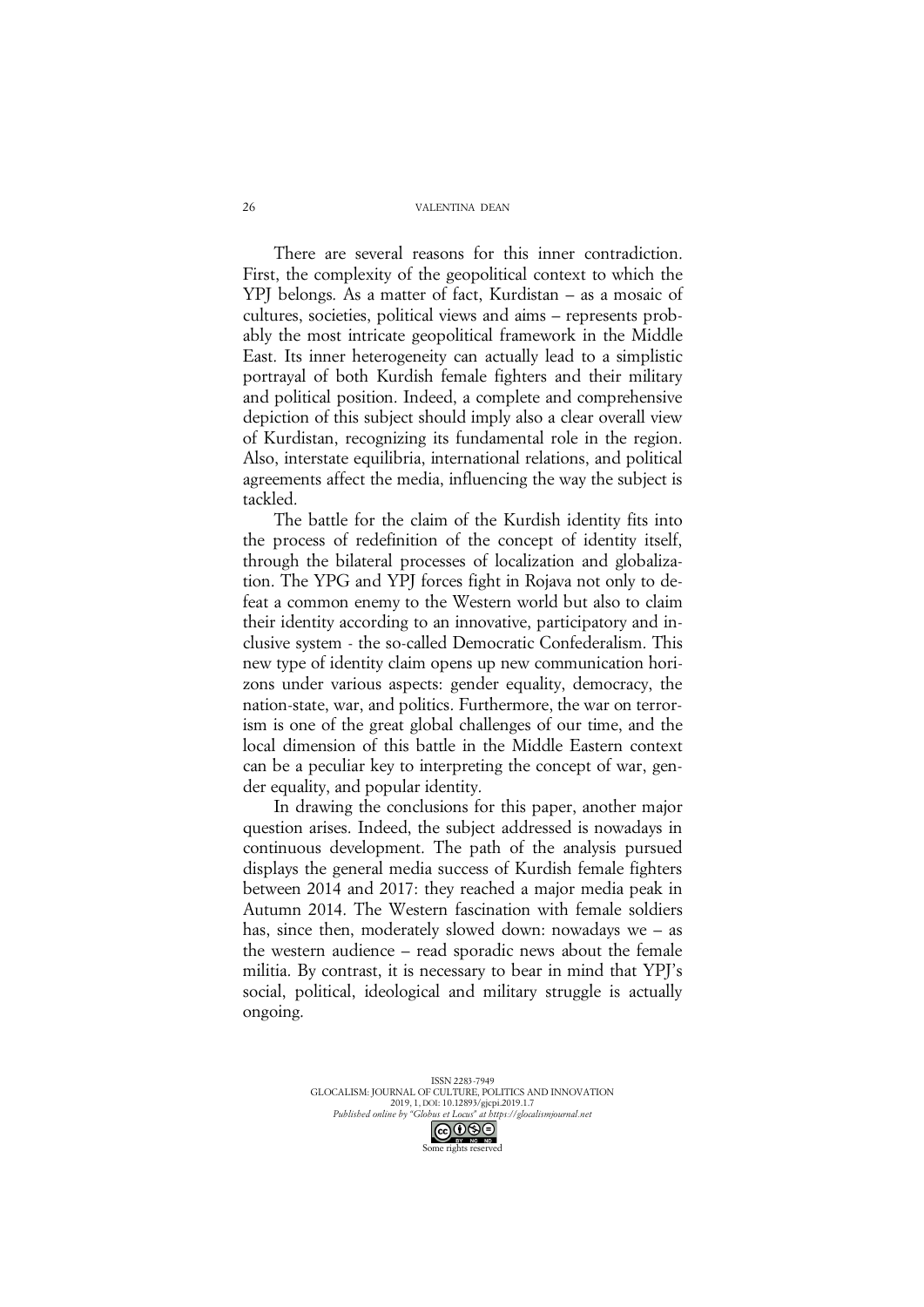There are several reasons for this inner contradiction. First, the complexity of the geopolitical context to which the YPJ belongs. As a matter of fact, Kurdistan – as a mosaic of cultures, societies, political views and aims – represents probably the most intricate geopolitical framework in the Middle East. Its inner heterogeneity can actually lead to a simplistic portrayal of both Kurdish female fighters and their military and political position. Indeed, a complete and comprehensive depiction of this subject should imply also a clear overall view of Kurdistan, recognizing its fundamental role in the region. Also, interstate equilibria, international relations, and political agreements affect the media, influencing the way the subject is tackled.

The battle for the claim of the Kurdish identity fits into the process of redefinition of the concept of identity itself, through the bilateral processes of localization and globalization. The YPG and YPJ forces fight in Rojava not only to defeat a common enemy to the Western world but also to claim their identity according to an innovative, participatory and inclusive system - the so-called Democratic Confederalism. This new type of identity claim opens up new communication horizons under various aspects: gender equality, democracy, the nation-state, war, and politics. Furthermore, the war on terrorism is one of the great global challenges of our time, and the local dimension of this battle in the Middle Eastern context can be a peculiar key to interpreting the concept of war, gender equality, and popular identity.

In drawing the conclusions for this paper, another major question arises. Indeed, the subject addressed is nowadays in continuous development. The path of the analysis pursued displays the general media success of Kurdish female fighters between 2014 and 2017: they reached a major media peak in Autumn 2014. The Western fascination with female soldiers has, since then, moderately slowed down: nowadays we – as the western audience – read sporadic news about the female militia. By contrast, it is necessary to bear in mind that YPJ's social, political, ideological and military struggle is actually ongoing.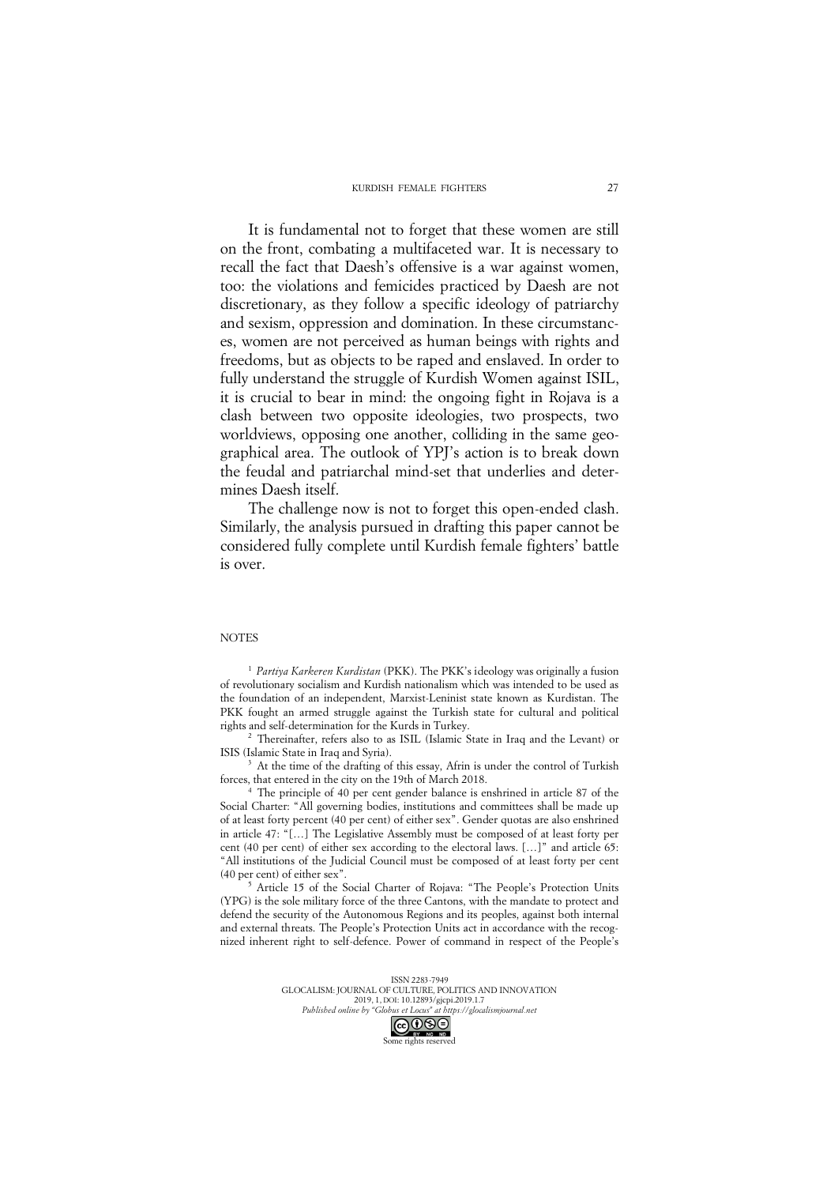It is fundamental not to forget that these women are still on the front, combating a multifaceted war. It is necessary to recall the fact that Daesh's offensive is a war against women, too: the violations and femicides practiced by Daesh are not discretionary, as they follow a specific ideology of patriarchy and sexism, oppression and domination. In these circumstances, women are not perceived as human beings with rights and freedoms, but as objects to be raped and enslaved. In order to fully understand the struggle of Kurdish Women against ISIL, it is crucial to bear in mind: the ongoing fight in Rojava is a clash between two opposite ideologies, two prospects, two worldviews, opposing one another, colliding in the same geographical area. The outlook of YPJ's action is to break down the feudal and patriarchal mind-set that underlies and determines Daesh itself.

The challenge now is not to forget this open-ended clash. Similarly, the analysis pursued in drafting this paper cannot be considered fully complete until Kurdish female fighters' battle is over.

NOTES

[1] *Partiya Karkeren Kurdistan* (PKK). The PKK's ideology was originally a fusion of revolutionary socialism and Kurdish nationalism which was intended to be used as the foundation of an independent, Marxist-Leninist state known as Kurdistan. The PKK fought an armed struggle against the Turkish state for cultural and political rights and self-determination for the Kurds in Turkey.

[2] Thereinafter, refers also to as ISIL (Islamic State in Iraq and the Levant) or ISIS (Islamic State in Iraq and Syria).

[3] At the time of the drafting of this essay, Afrin is under the control of Turkish forces, that entered in the city on the 19th of March 2018.

[4] The principle of 40 per cent gender balance is enshrined in article 87 of the Social Charter: "All governing bodies, institutions and committees shall be made up of at least forty percent (40 per cent) of either sex". Gender quotas are also enshrined in article 47: "[…] The Legislative Assembly must be composed of at least forty per cent (40 per cent) of either sex according to the electoral laws. […]" and article 65: "All institutions of the Judicial Council must be composed of at least forty per cent (40 per cent) of either sex".

[5] Article 15 of the Social Charter of Rojava: "The People's Protection Units (YPG) is the sole military force of the three Cantons, with the mandate to protect and defend the security of the Autonomous Regions and its peoples, against both internal and external threats. The People's Protection Units act in accordance with the recognized inherent right to self-defence. Power of command in respect of the People's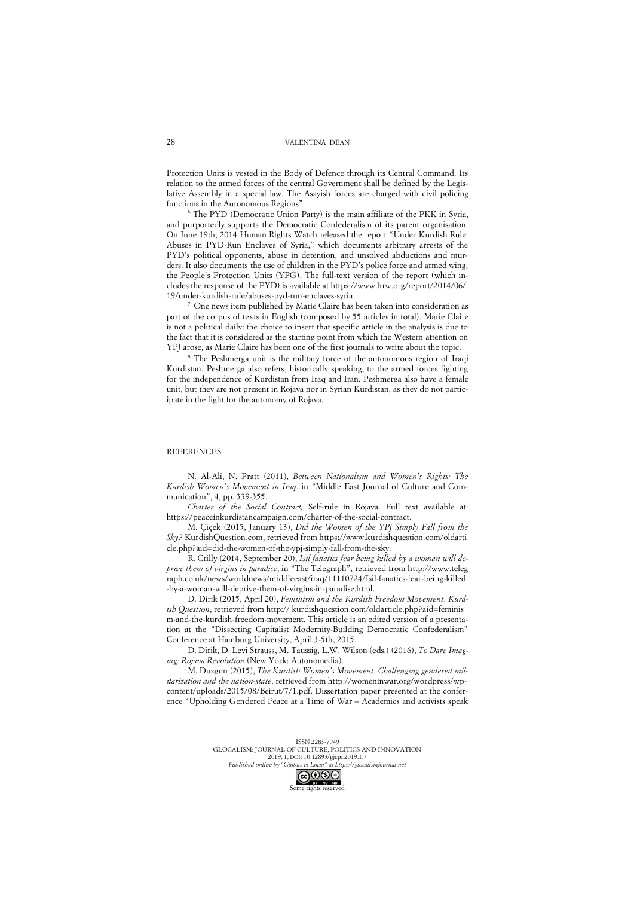Protection Units is vested in the Body of Defence through its Central Command. Its relation to the armed forces of the central Government shall be defined by the Legislative Assembly in a special law. The Asayish forces are charged with civil policing functions in the Autonomous Regions".

[6] The PYD (Democratic Union Party) is the main affiliate of the PKK in Syria, and purportedly supports the Democratic Confederalism of its parent organisation. On June 19th, 2014 Human Rights Watch released the report "Under Kurdish Rule: Abuses in PYD-Run Enclaves of Syria," which documents arbitrary arrests of the PYD's political opponents, abuse in detention, and unsolved abductions and murders. It also documents the use of children in the PYD's police force and armed wing, the People's Protection Units (YPG). The full-text version of the report (which includes the response of the PYD) is available at https://www.hrw.org/report/2014/06/19/under-kurdish-rule/abuses-pyd-run-enclaves-syria.

[7] One news item published by Marie Claire has been taken into consideration as part of the corpus of texts in English (composed by 55 articles in total). Marie Claire is not a political daily: the choice to insert that specific article in the analysis is due to the fact that it is considered as the starting point from which the Western attention on YPJ arose, as Marie Claire has been one of the first journals to write about the topic.

[8] The Peshmerga unit is the military force of the autonomous region of Iraqi Kurdistan. Peshmerga also refers, historically speaking, to the armed forces fighting for the independence of Kurdistan from Iraq and Iran. Peshmerga also have a female unit, but they are not present in Rojava nor in Syrian Kurdistan, as they do not participate in the fight for the autonomy of Rojava.

## REFERENCES

N. Al-Ali, N. Pratt (2011), *Between Nationalism and Women's Rights: The Kurdish Women's Movement in Iraq*, in "Middle East Journal of Culture and Communication", 4, pp. 339-355.

*Charter of the Social Contract,* Self-rule in Rojava. Full text available at: https://peaceinkurdistancampaign.com/charter-of-the-social-contract.

M. Çiçek (2015, January 13), *Did the Women of the YPJ Simply Fall from the Sky?* KurdishQuestion.com, retrieved from https://www.kurdishquestion.com/oldarticle.php?aid=did-the-women-of-the-ypj-simply-fall-from-the-sky.

R. Crilly (2014, September 20), *Isil fanatics fear being killed by a woman will deprive them of virgins in paradise*, in "The Telegraph", retrieved from http://www.telegraph.co.uk/news/worldnews/middleeast/iraq/11110724/Isil-fanatics-fear-being-killed-by-a-woman-will-deprive-them-of-virgins-in-paradise.html.

D. Dirik (2015, April 20), *Feminism and the Kurdish Freedom Movement*. *Kurdish Question*, retrieved from http:// kurdishquestion.com/oldarticle.php?aid=feminism-and-the-kurdish-freedom-movement. This article is an edited version of a presentation at the "Dissecting Capitalist Modernity-Building Democratic Confederalism" Conference at Hamburg University, April 3-5th, 2015.

D. Dirik, D. Levi Strauss, M. Taussig, L.W. Wilson (eds.) (2016), *To Dare Imaging: Rojava Revolution* (New York: Autonomedia).

M. Duzgun (2015), *The Kurdish Women's Movement: Challenging gendered militarization and the nation-state*, retrieved from http://womeninwar.org/wordpress/wp-content/uploads/2015/08/Beirut/7/1.pdf. Dissertation paper presented at the conference "Upholding Gendered Peace at a Time of War – Academics and activists speak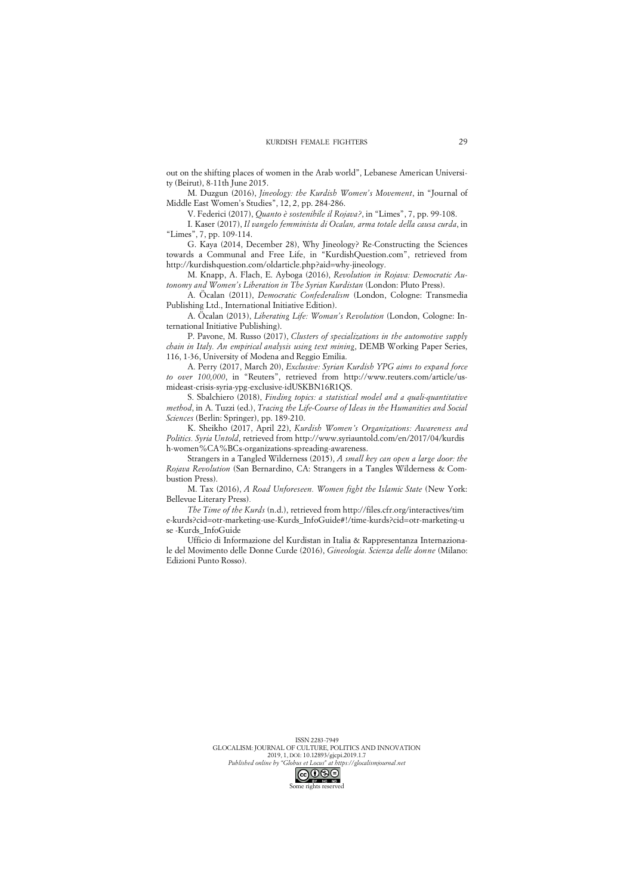out on the shifting places of women in the Arab world", Lebanese American University (Beirut), 8-11th June 2015.

M. Duzgun (2016), *Jineology: the Kurdish Women's Movement*, in "Journal of Middle East Women's Studies", 12, 2, pp. 284-286.

V. Federici (2017), *Quanto è sostenibile il Rojava?*, in "Limes", 7, pp. 99-108.

I. Kaser (2017), *Il vangelo femminista di Ocalan, arma totale della causa curda*, in "Limes", 7, pp. 109-114.

G. Kaya (2014, December 28), Why Jineology? Re-Constructing the Sciences towards a Communal and Free Life, in "KurdishQuestion.com", retrieved from http://kurdishquestion.com/oldarticle.php?aid=why-jineology.

M. Knapp, A. Flach, E. Ayboga (2016), *Revolution in Rojava: Democratic Autonomy and Women's Liberation in The Syrian Kurdistan* (London: Pluto Press).

A. Öcalan (2011), *Democratic Confederalism* (London, Cologne: Transmedia Publishing Ltd., International Initiative Edition).

A. Öcalan (2013), *Liberating Life: Woman's Revolution* (London, Cologne: International Initiative Publishing).

P. Pavone, M. Russo (2017), *Clusters of specializations in the automotive supply chain in Italy. An empirical analysis using text mining*, DEMB Working Paper Series, 116, 1-36, University of Modena and Reggio Emilia.

A. Perry (2017, March 20), *Exclusive: Syrian Kurdish YPG aims to expand force to over 100,000*, in "Reuters", retrieved from http://www.reuters.com/article/us-mideast-crisis-syria-ypg-exclusive-idUSKBN16R1QS.

S. Sbalchiero (2018), *Finding topics: a statistical model and a quali-quantitative method*, in A. Tuzzi (ed.), *Tracing the Life-Course of Ideas in the Humanities and Social Sciences* (Berlin: Springer), pp. 189-210.

K. Sheikho (2017, April 22), *Kurdish Women's Organizations: Awareness and Politics. Syria Untold*, retrieved from http://www.syriauntold.com/en/2017/04/kurdish-women%CA%BCs-organizations-spreading-awareness.

Strangers in a Tangled Wilderness (2015), *A small key can open a large door: the Rojava Revolution* (San Bernardino, CA: Strangers in a Tangles Wilderness & Combustion Press).

M. Tax (2016), *A Road Unforeseen. Women fight the Islamic State* (New York: Bellevue Literary Press).

*The Time of the Kurds* (n.d.), retrieved from http://files.cfr.org/interactives/time-kurds?cid=otr-marketing-use-Kurds_InfoGuide#!/time-kurds?cid=otr-marketing-use -Kurds_InfoGuide

Ufficio di Informazione del Kurdistan in Italia & Rappresentanza Internazionale del Movimento delle Donne Curde (2016), *Gineologia. Scienza delle donne* (Milano: Edizioni Punto Rosso).